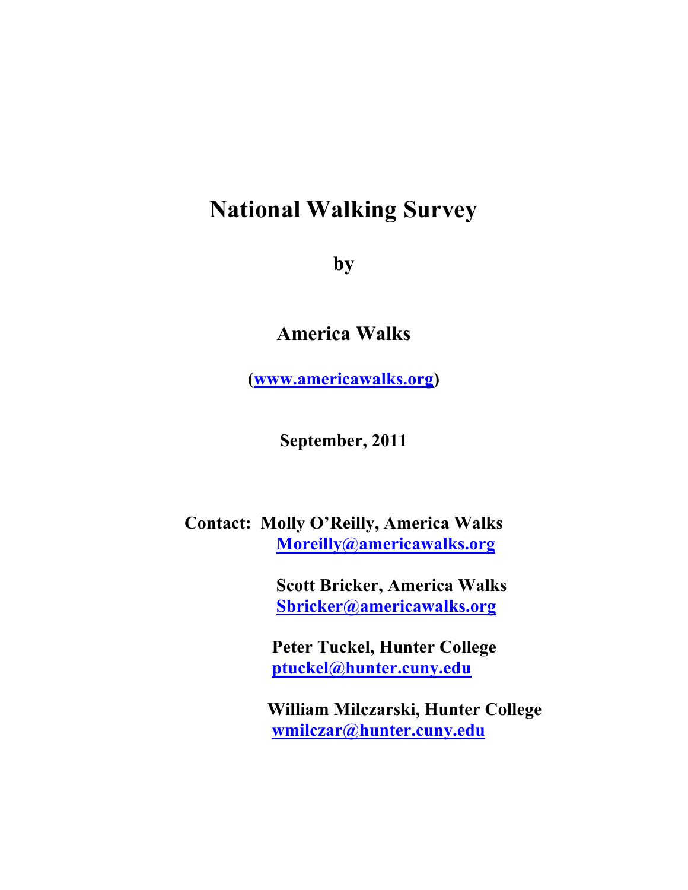# National Walking Survey

**by**

**America Walks**

**(www.americawalks.org)**

**September, 2011**

**Contact: Molly O'Reilly, America Walks**
**Moreilly@americawalks.org**

**Scott Bricker, America Walks**
**Sbricker@americawalks.org**

**Peter Tuckel, Hunter College**
**ptuckel@hunter.cuny.edu**

**William Milczarski, Hunter College**
**wmilczar@hunter.cuny.edu**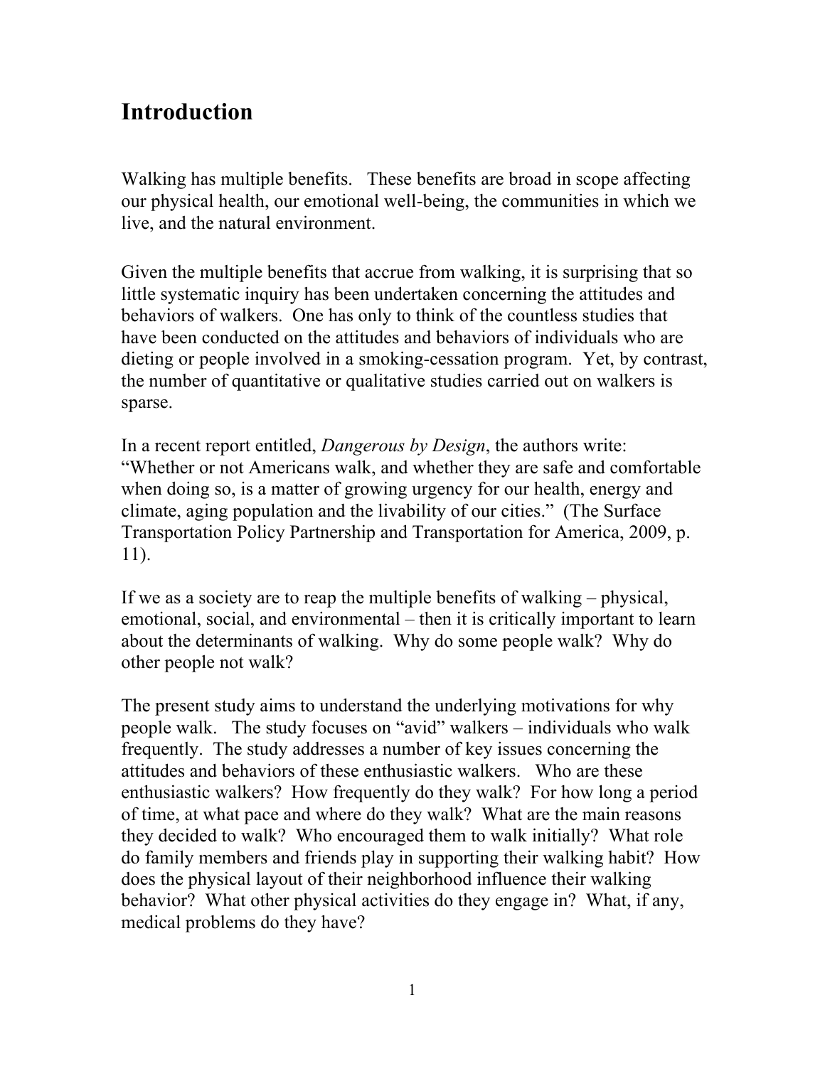# Introduction

Walking has multiple benefits. These benefits are broad in scope affecting our physical health, our emotional well-being, the communities in which we live, and the natural environment.

Given the multiple benefits that accrue from walking, it is surprising that so little systematic inquiry has been undertaken concerning the attitudes and behaviors of walkers. One has only to think of the countless studies that have been conducted on the attitudes and behaviors of individuals who are dieting or people involved in a smoking-cessation program. Yet, by contrast, the number of quantitative or qualitative studies carried out on walkers is sparse.

In a recent report entitled, *Dangerous by Design*, the authors write: "Whether or not Americans walk, and whether they are safe and comfortable when doing so, is a matter of growing urgency for our health, energy and climate, aging population and the livability of our cities." (The Surface Transportation Policy Partnership and Transportation for America, 2009, p. 11).

If we as a society are to reap the multiple benefits of walking – physical, emotional, social, and environmental – then it is critically important to learn about the determinants of walking. Why do some people walk? Why do other people not walk?

The present study aims to understand the underlying motivations for why people walk. The study focuses on "avid" walkers – individuals who walk frequently. The study addresses a number of key issues concerning the attitudes and behaviors of these enthusiastic walkers. Who are these enthusiastic walkers? How frequently do they walk? For how long a period of time, at what pace and where do they walk? What are the main reasons they decided to walk? Who encouraged them to walk initially? What role do family members and friends play in supporting their walking habit? How does the physical layout of their neighborhood influence their walking behavior? What other physical activities do they engage in? What, if any, medical problems do they have?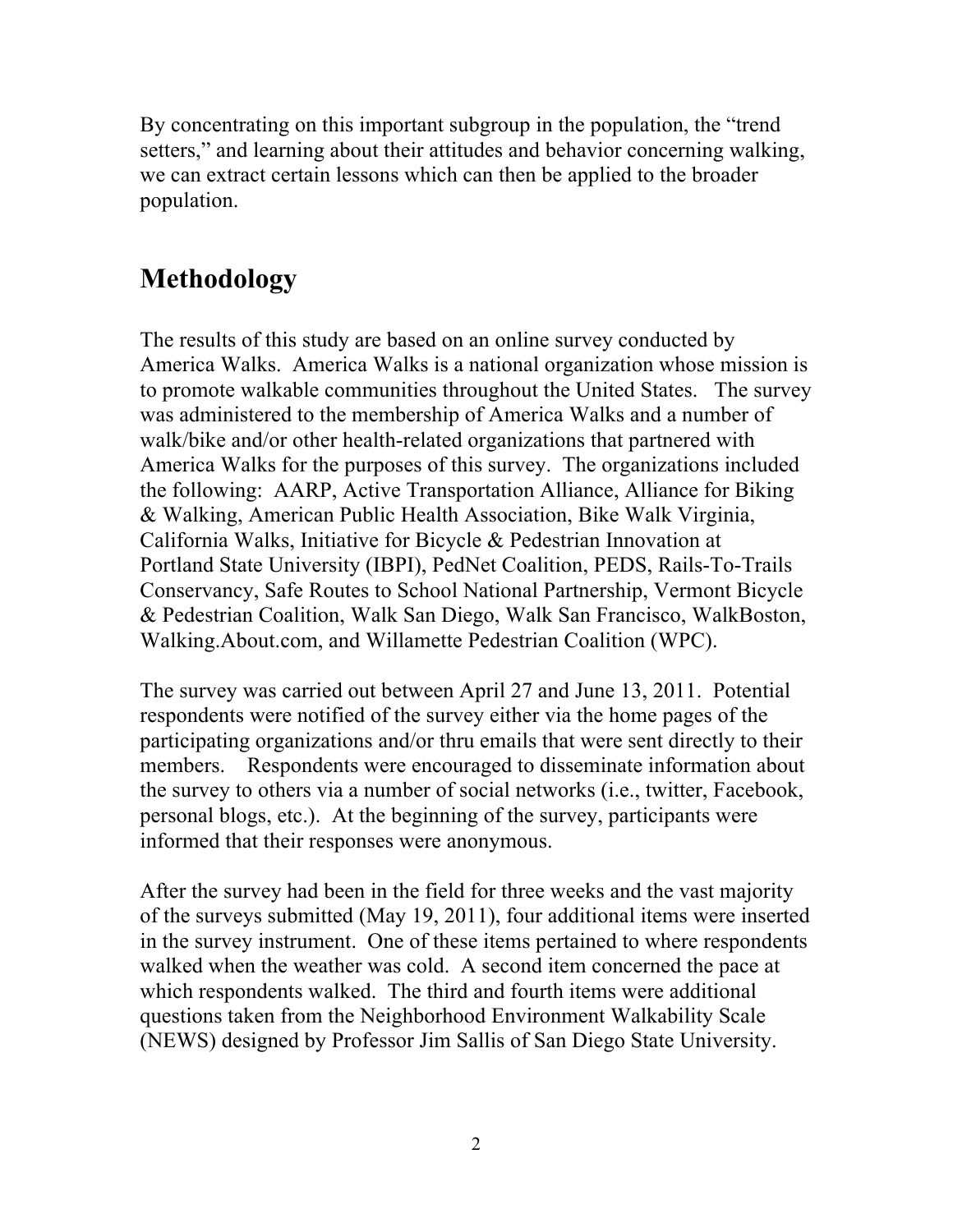By concentrating on this important subgroup in the population, the "trend setters," and learning about their attitudes and behavior concerning walking, we can extract certain lessons which can then be applied to the broader population.

## Methodology

The results of this study are based on an online survey conducted by America Walks. America Walks is a national organization whose mission is to promote walkable communities throughout the United States. The survey was administered to the membership of America Walks and a number of walk/bike and/or other health-related organizations that partnered with America Walks for the purposes of this survey. The organizations included the following: AARP, Active Transportation Alliance, Alliance for Biking & Walking, American Public Health Association, Bike Walk Virginia, California Walks, Initiative for Bicycle & Pedestrian Innovation at Portland State University (IBPI), PedNet Coalition, PEDS, Rails-To-Trails Conservancy, Safe Routes to School National Partnership, Vermont Bicycle & Pedestrian Coalition, Walk San Diego, Walk San Francisco, WalkBoston, Walking.About.com, and Willamette Pedestrian Coalition (WPC).

The survey was carried out between April 27 and June 13, 2011. Potential respondents were notified of the survey either via the home pages of the participating organizations and/or thru emails that were sent directly to their members. Respondents were encouraged to disseminate information about the survey to others via a number of social networks (i.e., twitter, Facebook, personal blogs, etc.). At the beginning of the survey, participants were informed that their responses were anonymous.

After the survey had been in the field for three weeks and the vast majority of the surveys submitted (May 19, 2011), four additional items were inserted in the survey instrument. One of these items pertained to where respondents walked when the weather was cold. A second item concerned the pace at which respondents walked. The third and fourth items were additional questions taken from the Neighborhood Environment Walkability Scale (NEWS) designed by Professor Jim Sallis of San Diego State University.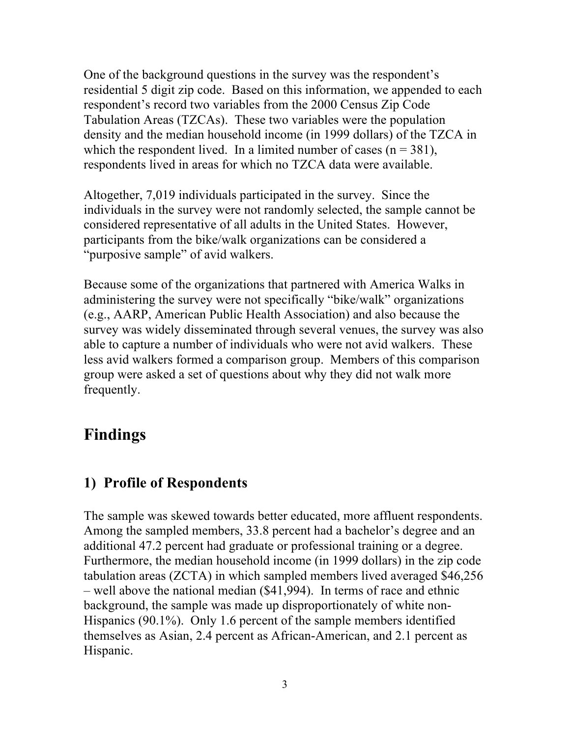One of the background questions in the survey was the respondent's residential 5 digit zip code. Based on this information, we appended to each respondent's record two variables from the 2000 Census Zip Code Tabulation Areas (TZCAs). These two variables were the population density and the median household income (in 1999 dollars) of the TZCA in which the respondent lived. In a limited number of cases (n = 381), respondents lived in areas for which no TZCA data were available.

Altogether, 7,019 individuals participated in the survey. Since the individuals in the survey were not randomly selected, the sample cannot be considered representative of all adults in the United States. However, participants from the bike/walk organizations can be considered a "purposive sample" of avid walkers.

Because some of the organizations that partnered with America Walks in administering the survey were not specifically "bike/walk" organizations (e.g., AARP, American Public Health Association) and also because the survey was widely disseminated through several venues, the survey was also able to capture a number of individuals who were not avid walkers. These less avid walkers formed a comparison group. Members of this comparison group were asked a set of questions about why they did not walk more frequently.

# Findings

## 1) Profile of Respondents

The sample was skewed towards better educated, more affluent respondents. Among the sampled members, 33.8 percent had a bachelor's degree and an additional 47.2 percent had graduate or professional training or a degree. Furthermore, the median household income (in 1999 dollars) in the zip code tabulation areas (ZCTA) in which sampled members lived averaged $46,256 – well above the national median ($41,994). In terms of race and ethnic background, the sample was made up disproportionately of white non-Hispanics (90.1%). Only 1.6 percent of the sample members identified themselves as Asian, 2.4 percent as African-American, and 2.1 percent as Hispanic.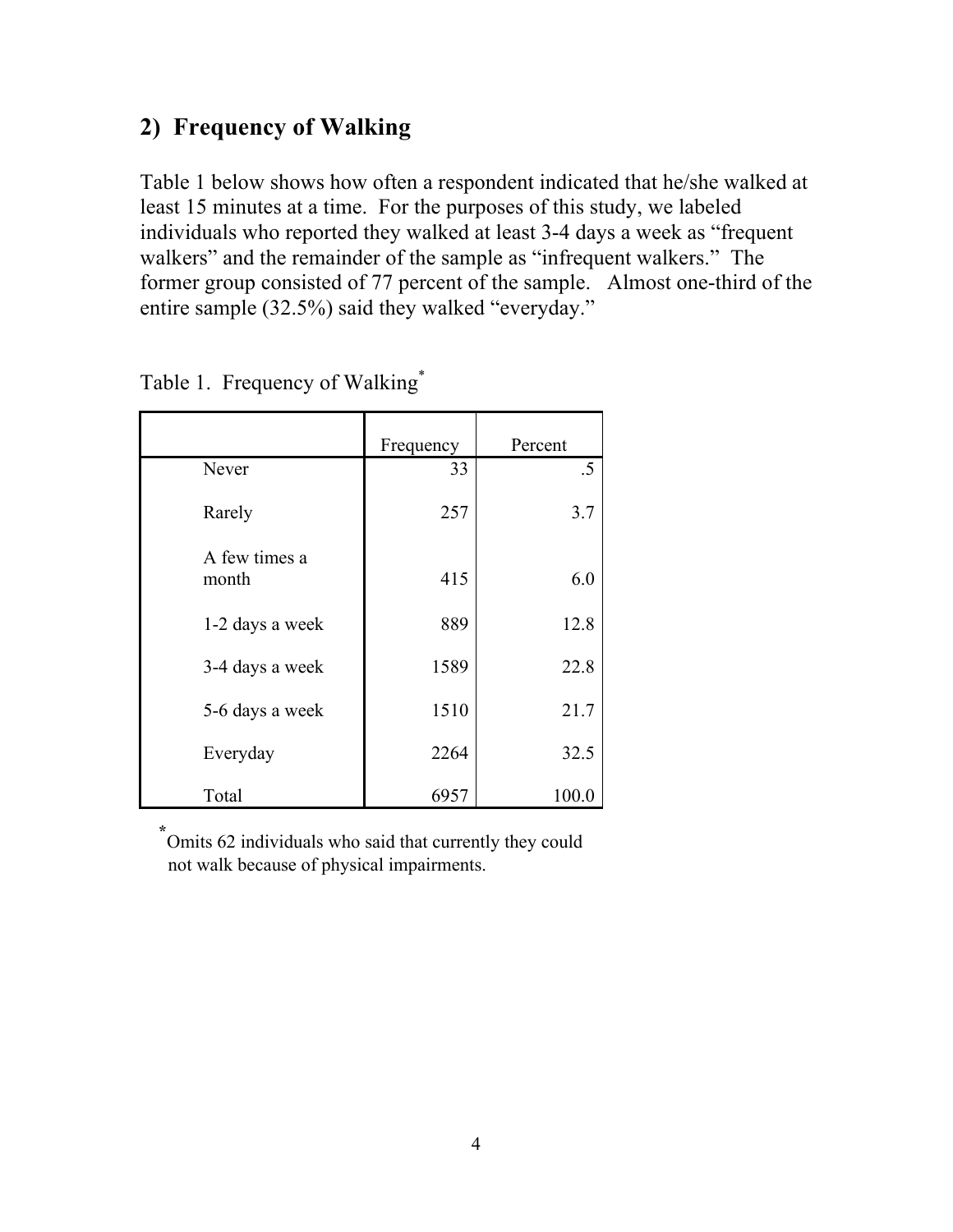## 2) Frequency of Walking

Table 1 below shows how often a respondent indicated that he/she walked at least 15 minutes at a time. For the purposes of this study, we labeled individuals who reported they walked at least 3-4 days a week as "frequent walkers" and the remainder of the sample as "infrequent walkers." The former group consisted of 77 percent of the sample. Almost one-third of the entire sample (32.5%) said they walked "everyday."

Table 1. Frequency of Walking*

| | Frequency | Percent |
|---|---|---|
| Never | 33 | .5 |
| Rarely | 257 | 3.7 |
| A few times a month | 415 | 6.0 |
| 1-2 days a week | 889 | 12.8 |
| 3-4 days a week | 1589 | 22.8 |
| 5-6 days a week | 1510 | 21.7 |
| Everyday | 2264 | 32.5 |
| Total | 6957 | 100.0 |

*Omits 62 individuals who said that currently they could not walk because of physical impairments.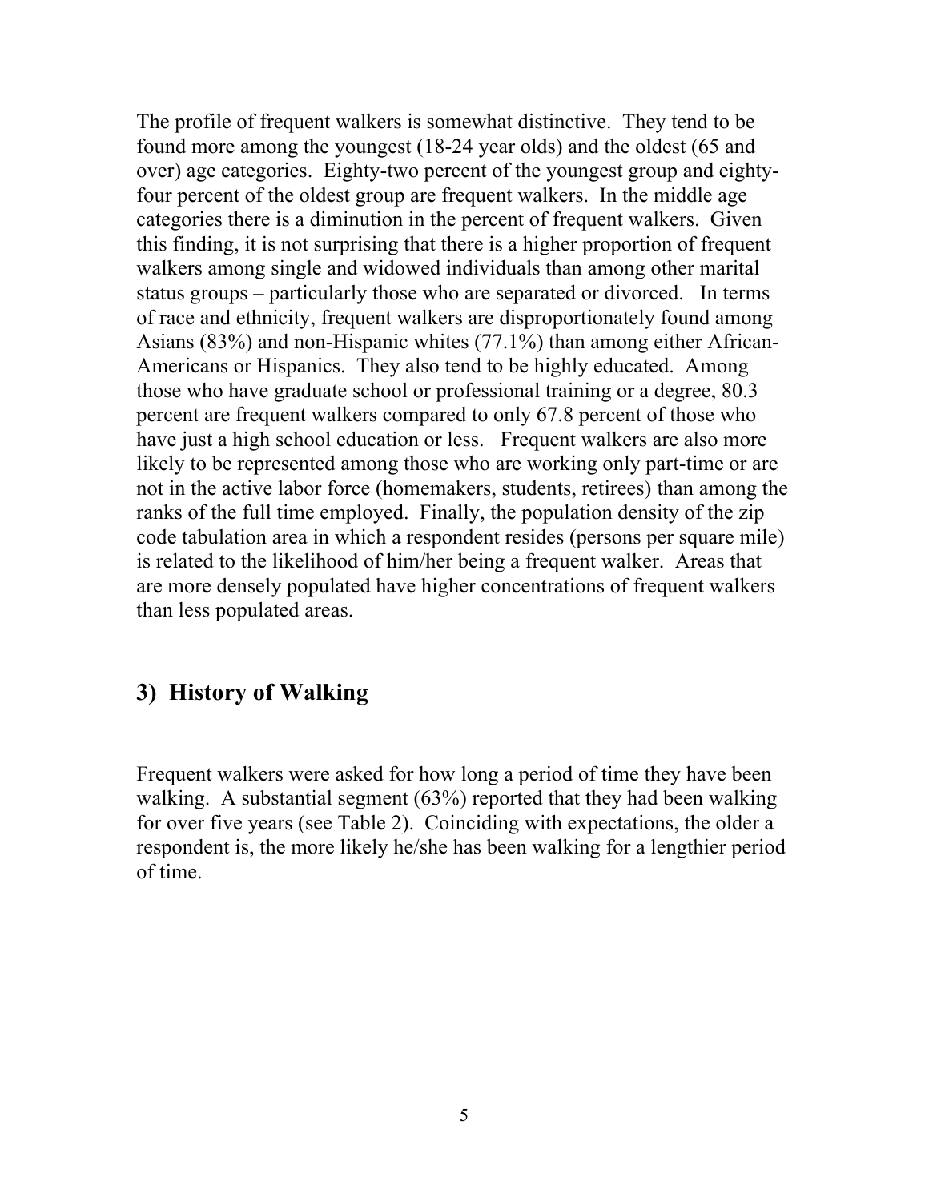The profile of frequent walkers is somewhat distinctive. They tend to be found more among the youngest (18-24 year olds) and the oldest (65 and over) age categories. Eighty-two percent of the youngest group and eighty-four percent of the oldest group are frequent walkers. In the middle age categories there is a diminution in the percent of frequent walkers. Given this finding, it is not surprising that there is a higher proportion of frequent walkers among single and widowed individuals than among other marital status groups – particularly those who are separated or divorced. In terms of race and ethnicity, frequent walkers are disproportionately found among Asians (83%) and non-Hispanic whites (77.1%) than among either African-Americans or Hispanics. They also tend to be highly educated. Among those who have graduate school or professional training or a degree, 80.3 percent are frequent walkers compared to only 67.8 percent of those who have just a high school education or less. Frequent walkers are also more likely to be represented among those who are working only part-time or are not in the active labor force (homemakers, students, retirees) than among the ranks of the full time employed. Finally, the population density of the zip code tabulation area in which a respondent resides (persons per square mile) is related to the likelihood of him/her being a frequent walker. Areas that are more densely populated have higher concentrations of frequent walkers than less populated areas.

## 3) History of Walking

Frequent walkers were asked for how long a period of time they have been walking. A substantial segment (63%) reported that they had been walking for over five years (see Table 2). Coinciding with expectations, the older a respondent is, the more likely he/she has been walking for a lengthier period of time.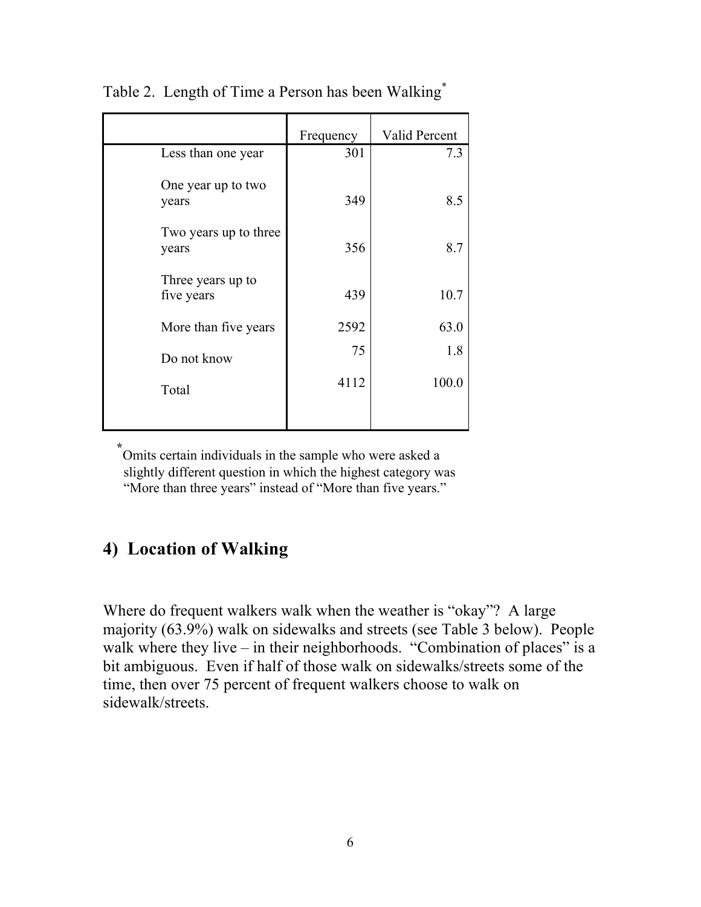Table 2. Length of Time a Person has been Walking*

| | Frequency | Valid Percent |
|---|---|---|
| Less than one year | 301 | 7.3 |
| One year up to two years | 349 | 8.5 |
| Two years up to three years | 356 | 8.7 |
| Three years up to five years | 439 | 10.7 |
| More than five years | 2592 | 63.0 |
| Do not know | 75 | 1.8 |
| Total | 4112 | 100.0 |

*Omits certain individuals in the sample who were asked a slightly different question in which the highest category was "More than three years" instead of "More than five years."

## 4) Location of Walking

Where do frequent walkers walk when the weather is "okay"? A large majority (63.9%) walk on sidewalks and streets (see Table 3 below). People walk where they live – in their neighborhoods. "Combination of places" is a bit ambiguous. Even if half of those walk on sidewalks/streets some of the time, then over 75 percent of frequent walkers choose to walk on sidewalk/streets.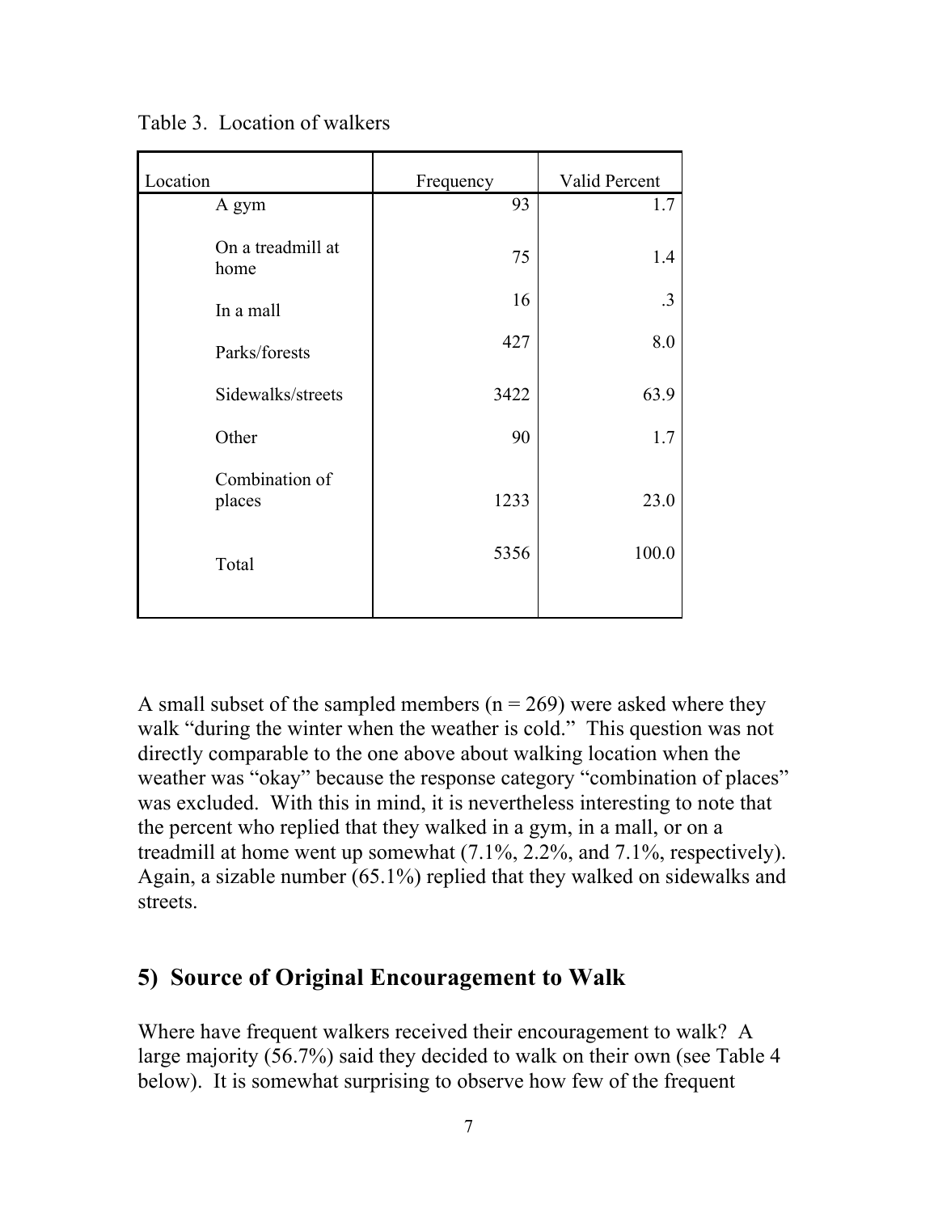Table 3. Location of walkers

| Location | Frequency | Valid Percent |
|---|---|---|
| A gym | 93 | 1.7 |
| On a treadmill at home | 75 | 1.4 |
| In a mall | 16 | .3 |
| Parks/forests | 427 | 8.0 |
| Sidewalks/streets | 3422 | 63.9 |
| Other | 90 | 1.7 |
| Combination of places | 1233 | 23.0 |
| Total | 5356 | 100.0 |

A small subset of the sampled members (n = 269) were asked where they walk "during the winter when the weather is cold." This question was not directly comparable to the one above about walking location when the weather was "okay" because the response category "combination of places" was excluded. With this in mind, it is nevertheless interesting to note that the percent who replied that they walked in a gym, in a mall, or on a treadmill at home went up somewhat (7.1%, 2.2%, and 7.1%, respectively). Again, a sizable number (65.1%) replied that they walked on sidewalks and streets.

## 5) Source of Original Encouragement to Walk

Where have frequent walkers received their encouragement to walk? A large majority (56.7%) said they decided to walk on their own (see Table 4 below). It is somewhat surprising to observe how few of the frequent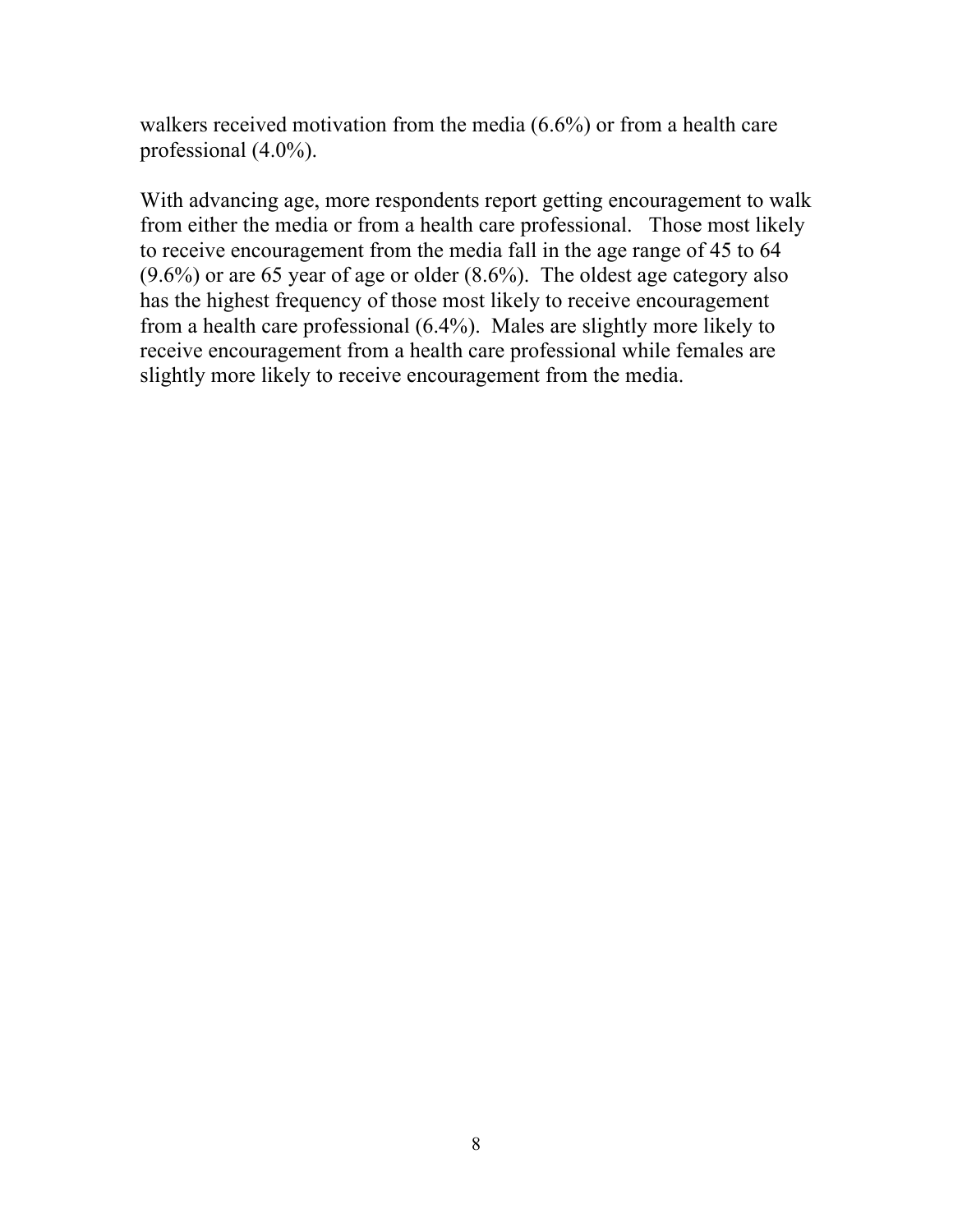walkers received motivation from the media (6.6%) or from a health care professional (4.0%).

With advancing age, more respondents report getting encouragement to walk from either the media or from a health care professional. Those most likely to receive encouragement from the media fall in the age range of 45 to 64 (9.6%) or are 65 year of age or older (8.6%). The oldest age category also has the highest frequency of those most likely to receive encouragement from a health care professional (6.4%). Males are slightly more likely to receive encouragement from a health care professional while females are slightly more likely to receive encouragement from the media.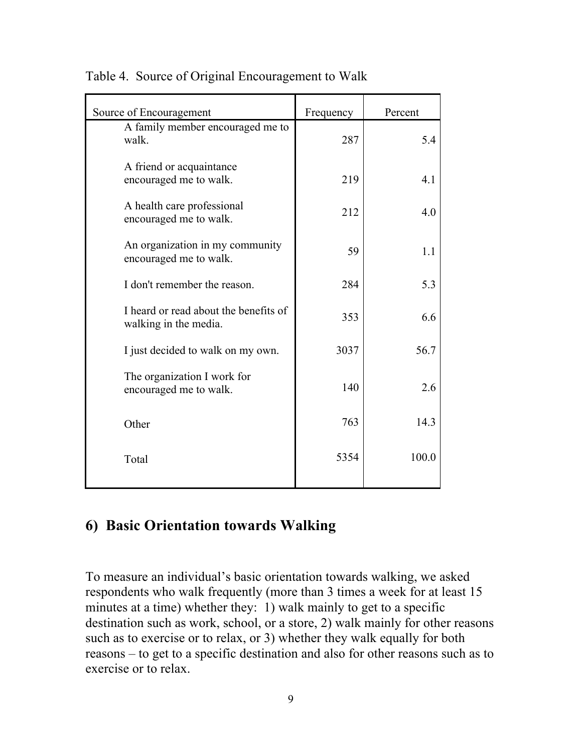Table 4. Source of Original Encouragement to Walk

| Source of Encouragement | Frequency | Percent |
|---|---|---|
| A family member encouraged me to walk. | 287 | 5.4 |
| A friend or acquaintance encouraged me to walk. | 219 | 4.1 |
| A health care professional encouraged me to walk. | 212 | 4.0 |
| An organization in my community encouraged me to walk. | 59 | 1.1 |
| I don't remember the reason. | 284 | 5.3 |
| I heard or read about the benefits of walking in the media. | 353 | 6.6 |
| I just decided to walk on my own. | 3037 | 56.7 |
| The organization I work for encouraged me to walk. | 140 | 2.6 |
| Other | 763 | 14.3 |
| Total | 5354 | 100.0 |

## 6) Basic Orientation towards Walking

To measure an individual's basic orientation towards walking, we asked respondents who walk frequently (more than 3 times a week for at least 15 minutes at a time) whether they: 1) walk mainly to get to a specific destination such as work, school, or a store, 2) walk mainly for other reasons such as to exercise or to relax, or 3) whether they walk equally for both reasons – to get to a specific destination and also for other reasons such as to exercise or to relax.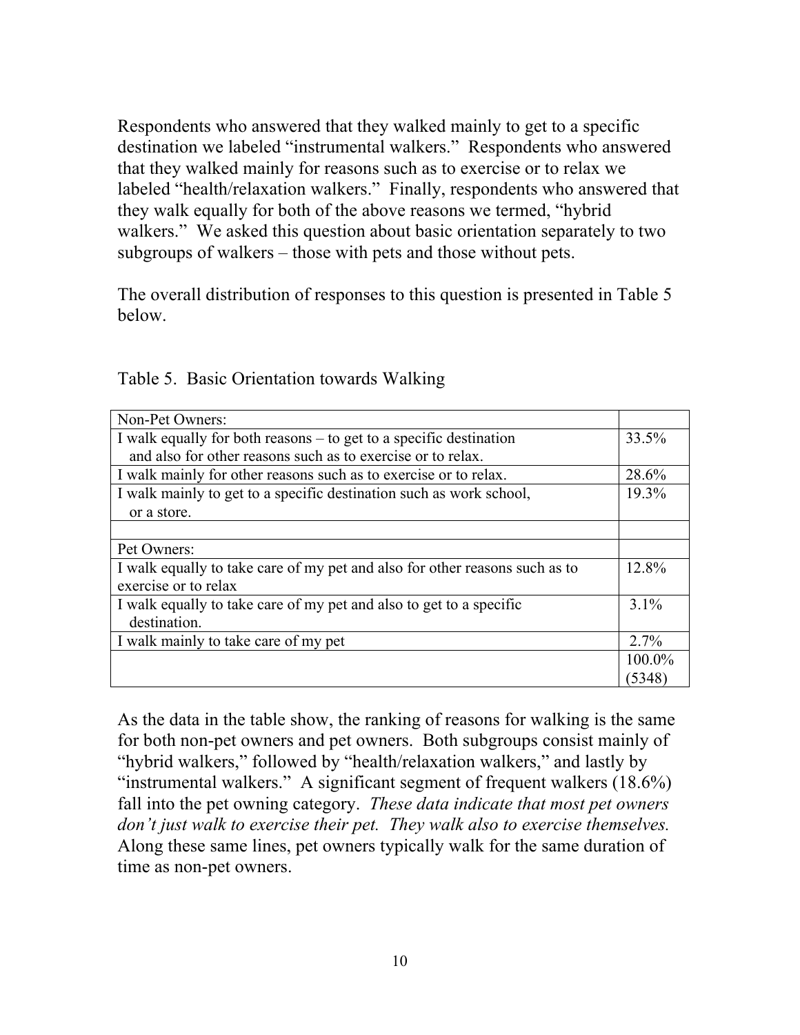Respondents who answered that they walked mainly to get to a specific destination we labeled "instrumental walkers." Respondents who answered that they walked mainly for reasons such as to exercise or to relax we labeled "health/relaxation walkers." Finally, respondents who answered that they walk equally for both of the above reasons we termed, "hybrid walkers." We asked this question about basic orientation separately to two subgroups of walkers – those with pets and those without pets.

The overall distribution of responses to this question is presented in Table 5 below.

Table 5. Basic Orientation towards Walking

| | |
|---|---|
| Non-Pet Owners: | |
| I walk equally for both reasons – to get to a specific destination and also for other reasons such as to exercise or to relax. | 33.5% |
| I walk mainly for other reasons such as to exercise or to relax. | 28.6% |
| I walk mainly to get to a specific destination such as work school, or a store. | 19.3% |
| | |
| Pet Owners: | |
| I walk equally to take care of my pet and also for other reasons such as to exercise or to relax | 12.8% |
| I walk equally to take care of my pet and also to get to a specific destination. | 3.1% |
| I walk mainly to take care of my pet | 2.7% |
| | 100.0% (5348) |

As the data in the table show, the ranking of reasons for walking is the same for both non-pet owners and pet owners. Both subgroups consist mainly of "hybrid walkers," followed by "health/relaxation walkers," and lastly by "instrumental walkers." A significant segment of frequent walkers (18.6%) fall into the pet owning category. *These data indicate that most pet owners don't just walk to exercise their pet. They walk also to exercise themselves.* Along these same lines, pet owners typically walk for the same duration of time as non-pet owners.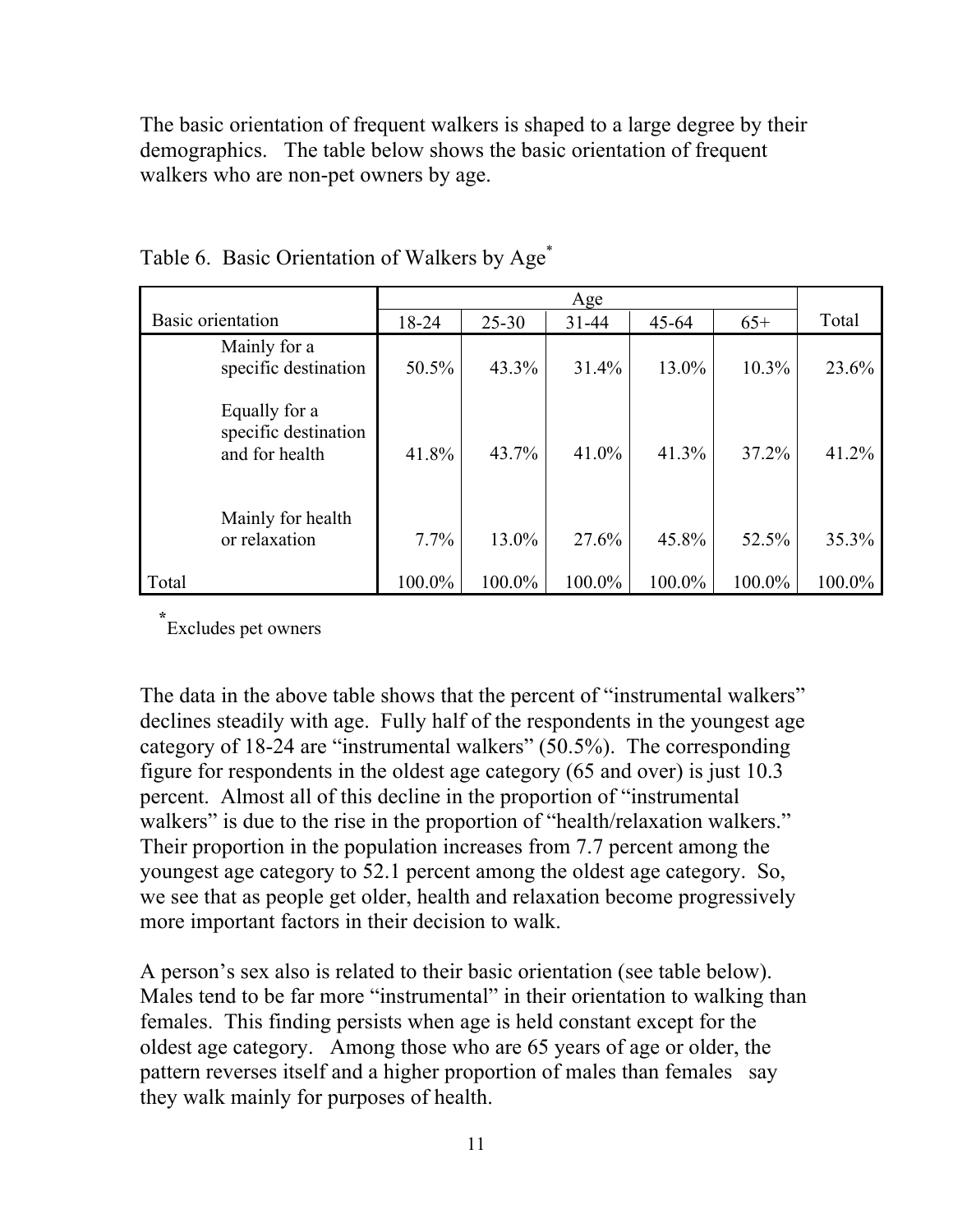The basic orientation of frequent walkers is shaped to a large degree by their demographics. The table below shows the basic orientation of frequent walkers who are non-pet owners by age.

Table 6. Basic Orientation of Walkers by Age*

| Basic orientation | Age | | | | | Total |
|---|---|---|---|---|---|---|
| | 18-24 | 25-30 | 31-44 | 45-64 | 65+ | |
| Mainly for a specific destination | 50.5% | 43.3% | 31.4% | 13.0% | 10.3% | 23.6% |
| Equally for a specific destination and for health | 41.8% | 43.7% | 41.0% | 41.3% | 37.2% | 41.2% |
| Mainly for health or relaxation | 7.7% | 13.0% | 27.6% | 45.8% | 52.5% | 35.3% |
| Total | 100.0% | 100.0% | 100.0% | 100.0% | 100.0% | 100.0% |

*Excludes pet owners

The data in the above table shows that the percent of "instrumental walkers" declines steadily with age. Fully half of the respondents in the youngest age category of 18-24 are "instrumental walkers" (50.5%). The corresponding figure for respondents in the oldest age category (65 and over) is just 10.3 percent. Almost all of this decline in the proportion of "instrumental walkers" is due to the rise in the proportion of "health/relaxation walkers." Their proportion in the population increases from 7.7 percent among the youngest age category to 52.1 percent among the oldest age category. So, we see that as people get older, health and relaxation become progressively more important factors in their decision to walk.

A person's sex also is related to their basic orientation (see table below). Males tend to be far more "instrumental" in their orientation to walking than females. This finding persists when age is held constant except for the oldest age category. Among those who are 65 years of age or older, the pattern reverses itself and a higher proportion of males than females say they walk mainly for purposes of health.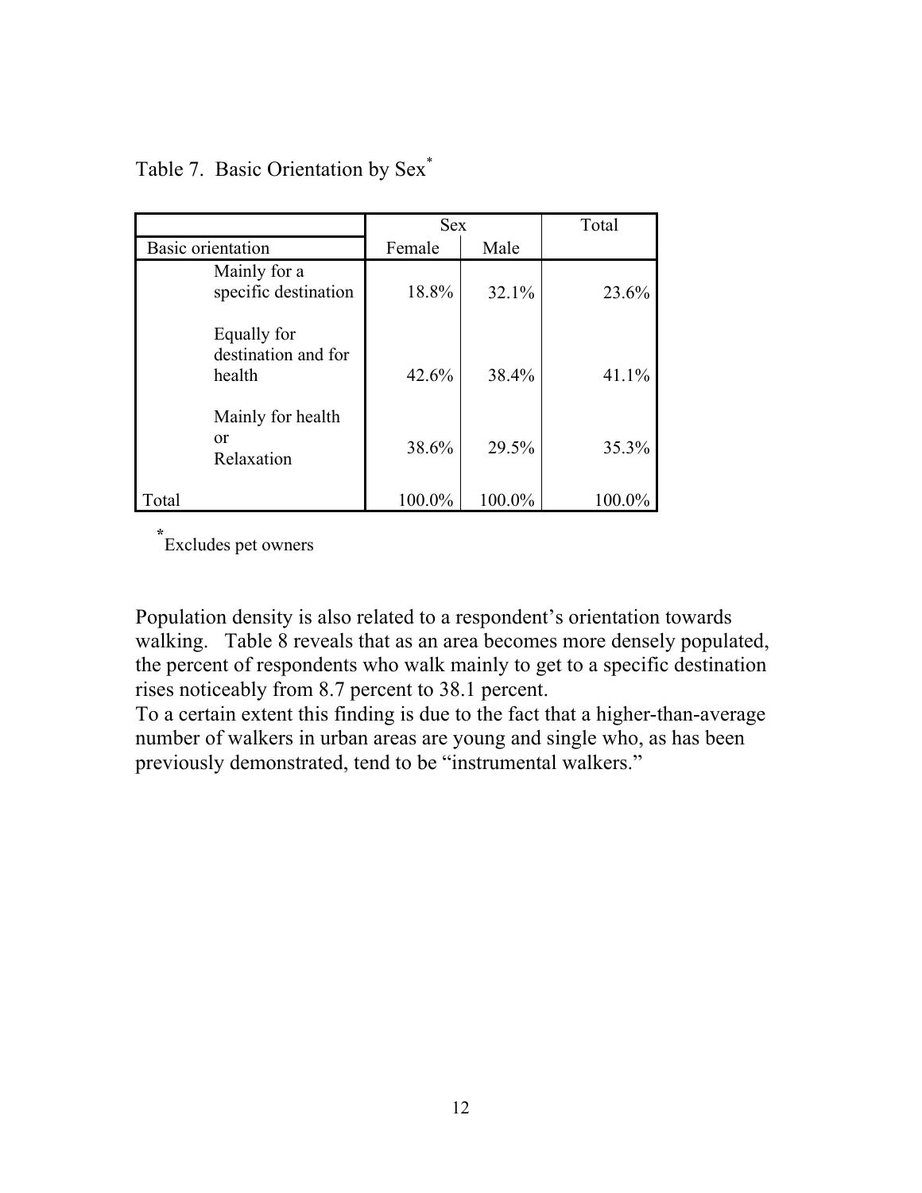Table 7. Basic Orientation by Sex*

| Basic orientation | Sex | | Total |
|---|---|---|---|
| | Female | Male | |
| Mainly for a specific destination | 18.8% | 32.1% | 23.6% |
| Equally for destination and for health | 42.6% | 38.4% | 41.1% |
| Mainly for health or Relaxation | 38.6% | 29.5% | 35.3% |
| Total | 100.0% | 100.0% | 100.0% |

*Excludes pet owners

Population density is also related to a respondent's orientation towards walking. Table 8 reveals that as an area becomes more densely populated, the percent of respondents who walk mainly to get to a specific destination rises noticeably from 8.7 percent to 38.1 percent.
To a certain extent this finding is due to the fact that a higher-than-average number of walkers in urban areas are young and single who, as has been previously demonstrated, tend to be "instrumental walkers."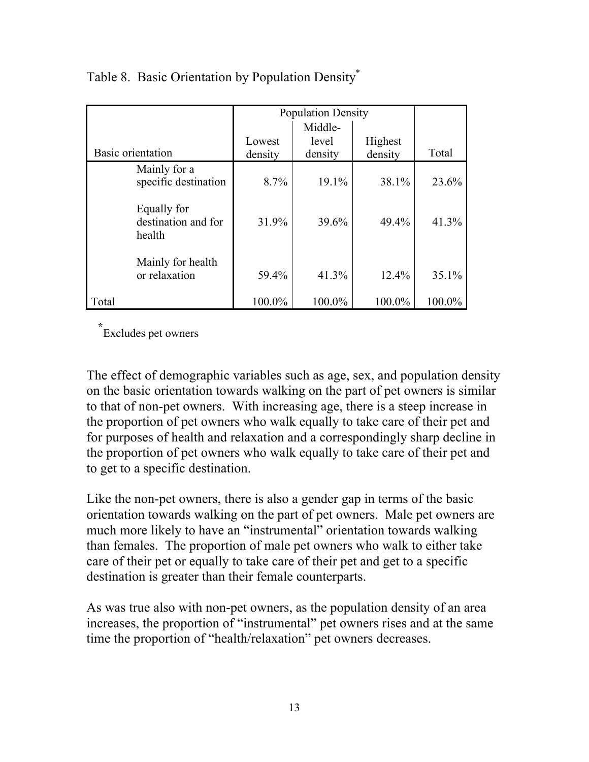Table 8. Basic Orientation by Population Density*

| Basic orientation | Population Density | | | Total |
|---|---|---|---|---|
| | Lowest density | Middle-level density | Highest density | |
| Mainly for a specific destination | 8.7% | 19.1% | 38.1% | 23.6% |
| Equally for destination and for health | 31.9% | 39.6% | 49.4% | 41.3% |
| Mainly for health or relaxation | 59.4% | 41.3% | 12.4% | 35.1% |
| Total | 100.0% | 100.0% | 100.0% | 100.0% |

*Excludes pet owners

The effect of demographic variables such as age, sex, and population density on the basic orientation towards walking on the part of pet owners is similar to that of non-pet owners. With increasing age, there is a steep increase in the proportion of pet owners who walk equally to take care of their pet and for purposes of health and relaxation and a correspondingly sharp decline in the proportion of pet owners who walk equally to take care of their pet and to get to a specific destination.

Like the non-pet owners, there is also a gender gap in terms of the basic orientation towards walking on the part of pet owners. Male pet owners are much more likely to have an "instrumental" orientation towards walking than females. The proportion of male pet owners who walk to either take care of their pet or equally to take care of their pet and get to a specific destination is greater than their female counterparts.

As was true also with non-pet owners, as the population density of an area increases, the proportion of "instrumental" pet owners rises and at the same time the proportion of "health/relaxation" pet owners decreases.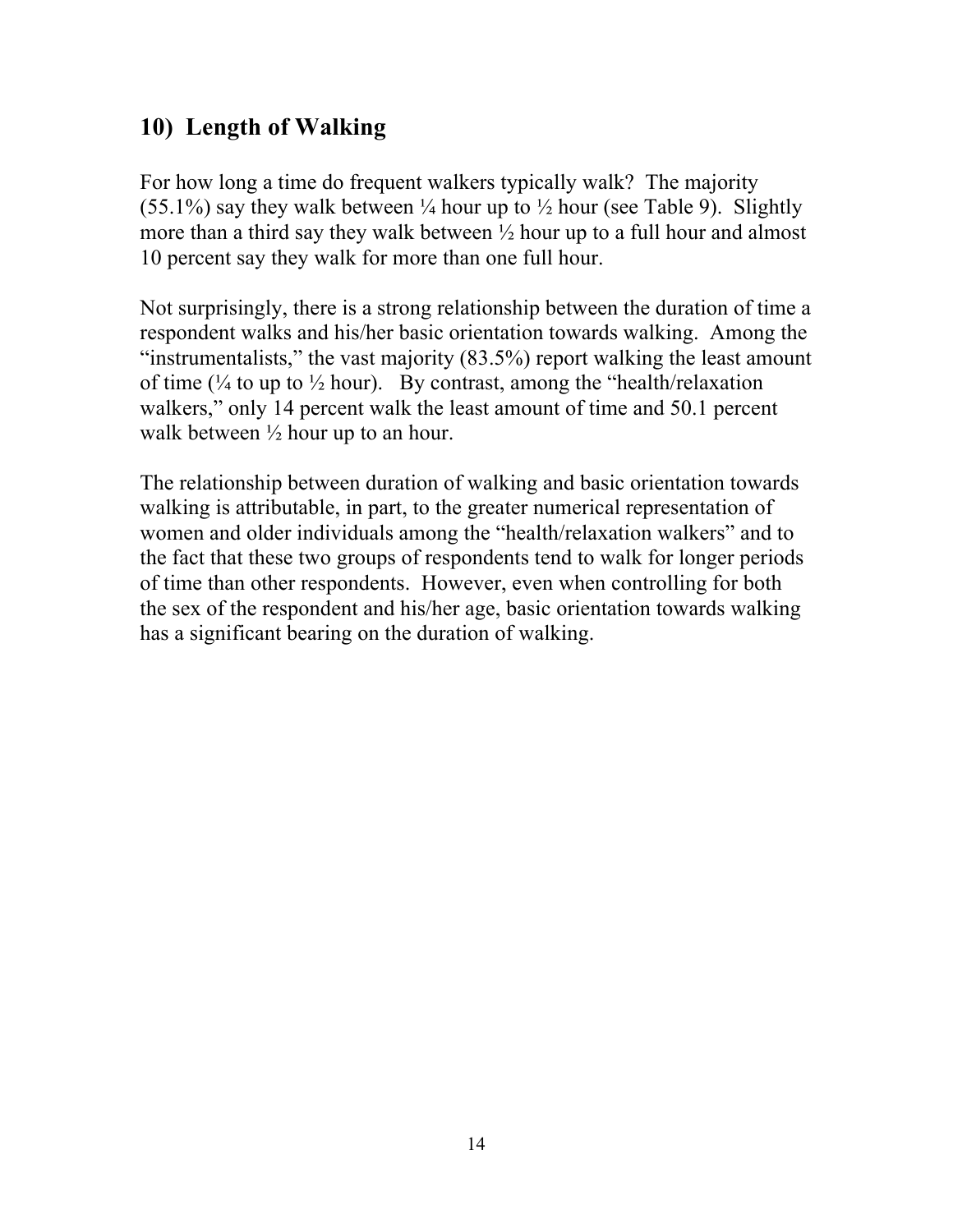## 10) Length of Walking

For how long a time do frequent walkers typically walk? The majority (55.1%) say they walk between ¼ hour up to ½ hour (see Table 9). Slightly more than a third say they walk between ½ hour up to a full hour and almost 10 percent say they walk for more than one full hour.

Not surprisingly, there is a strong relationship between the duration of time a respondent walks and his/her basic orientation towards walking. Among the "instrumentalists," the vast majority (83.5%) report walking the least amount of time (¼ to up to ½ hour). By contrast, among the "health/relaxation walkers," only 14 percent walk the least amount of time and 50.1 percent walk between ½ hour up to an hour.

The relationship between duration of walking and basic orientation towards walking is attributable, in part, to the greater numerical representation of women and older individuals among the "health/relaxation walkers" and to the fact that these two groups of respondents tend to walk for longer periods of time than other respondents. However, even when controlling for both the sex of the respondent and his/her age, basic orientation towards walking has a significant bearing on the duration of walking.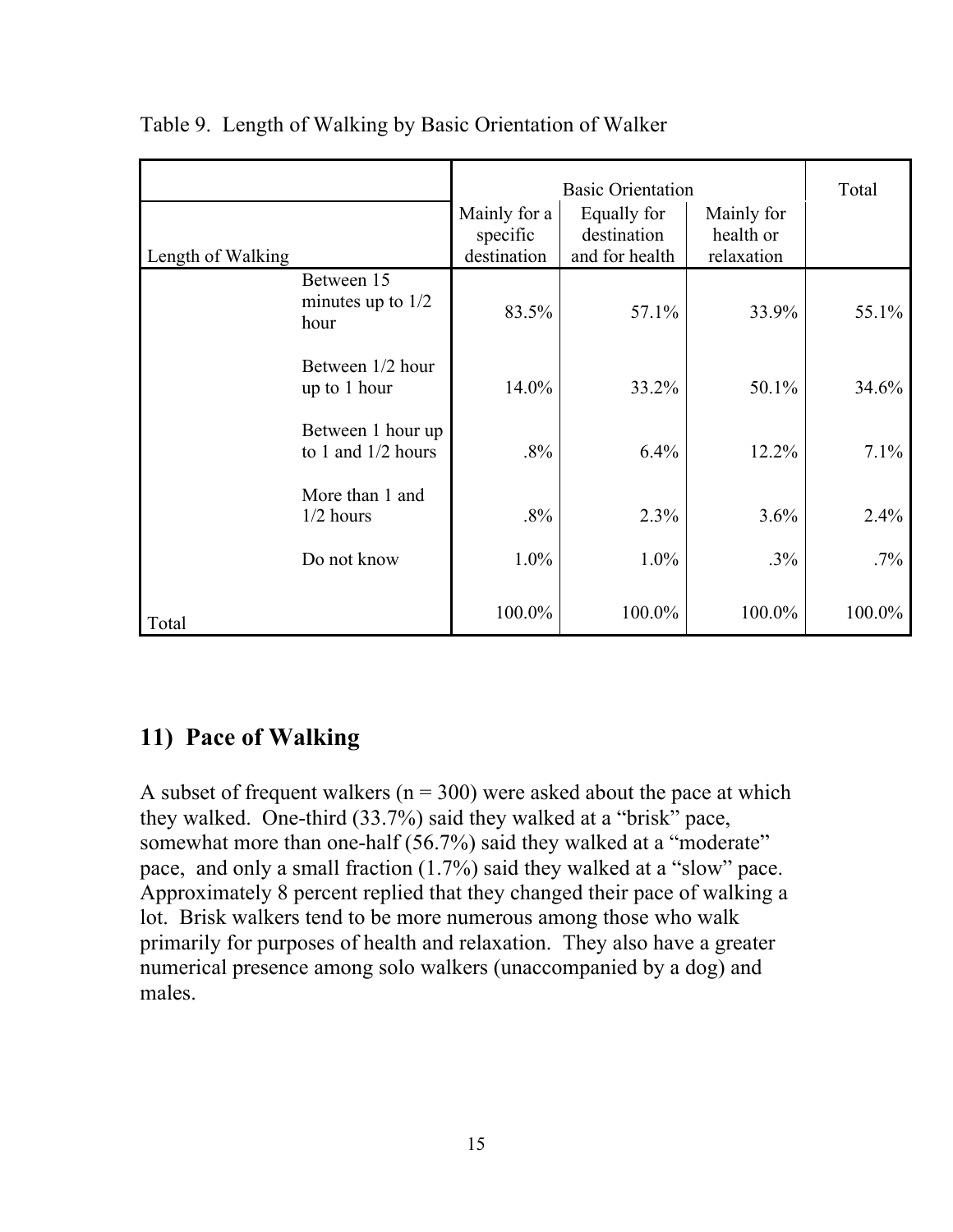Table 9. Length of Walking by Basic Orientation of Walker

| Length of Walking | | Basic Orientation | | | Total |
|---|---|---|---|---|---|
| | | Mainly for a specific destination | Equally for destination and for health | Mainly for health or relaxation | |
| | Between 15 minutes up to 1/2 hour | 83.5% | 57.1% | 33.9% | 55.1% |
| | Between 1/2 hour up to 1 hour | 14.0% | 33.2% | 50.1% | 34.6% |
| | Between 1 hour up to 1 and 1/2 hours | .8% | 6.4% | 12.2% | 7.1% |
| | More than 1 and 1/2 hours | .8% | 2.3% | 3.6% | 2.4% |
| | Do not know | 1.0% | 1.0% | .3% | .7% |
| Total | | 100.0% | 100.0% | 100.0% | 100.0% |

## 11) Pace of Walking

A subset of frequent walkers (n = 300) were asked about the pace at which they walked. One-third (33.7%) said they walked at a "brisk" pace, somewhat more than one-half (56.7%) said they walked at a "moderate" pace, and only a small fraction (1.7%) said they walked at a "slow" pace. Approximately 8 percent replied that they changed their pace of walking a lot. Brisk walkers tend to be more numerous among those who walk primarily for purposes of health and relaxation. They also have a greater numerical presence among solo walkers (unaccompanied by a dog) and males.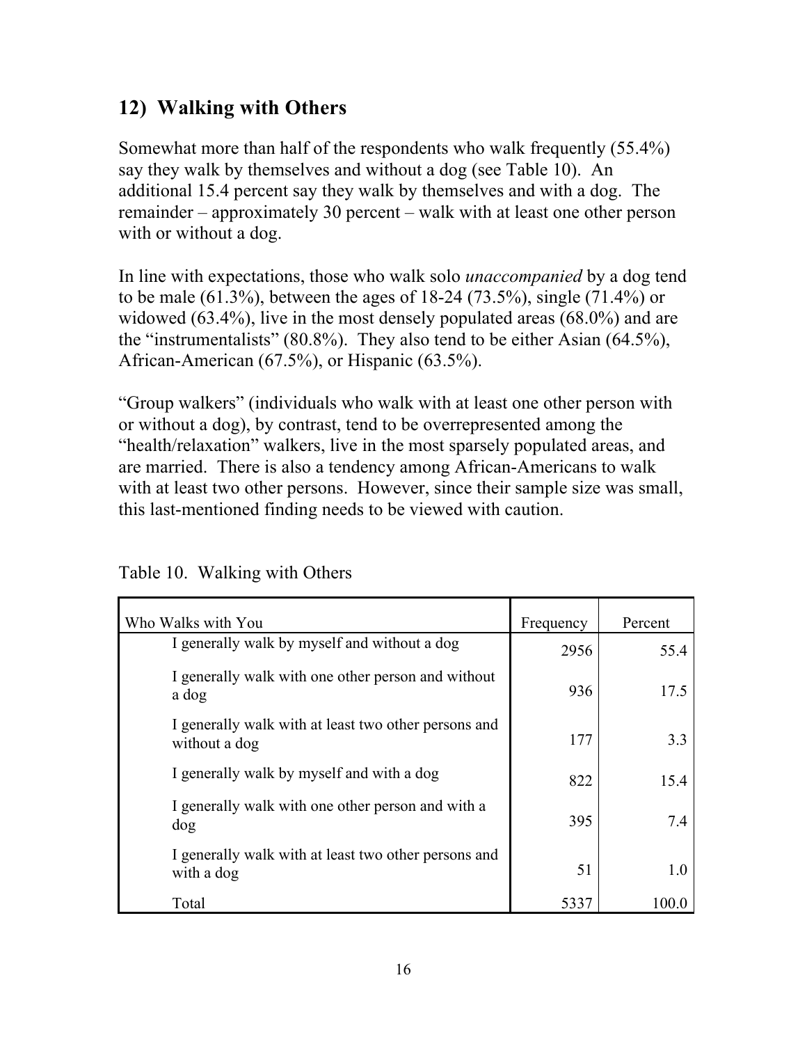## 12) Walking with Others

Somewhat more than half of the respondents who walk frequently (55.4%) say they walk by themselves and without a dog (see Table 10). An additional 15.4 percent say they walk by themselves and with a dog. The remainder – approximately 30 percent – walk with at least one other person with or without a dog.

In line with expectations, those who walk solo *unaccompanied* by a dog tend to be male (61.3%), between the ages of 18-24 (73.5%), single (71.4%) or widowed (63.4%), live in the most densely populated areas (68.0%) and are the "instrumentalists" (80.8%). They also tend to be either Asian (64.5%), African-American (67.5%), or Hispanic (63.5%).

"Group walkers" (individuals who walk with at least one other person with or without a dog), by contrast, tend to be overrepresented among the "health/relaxation" walkers, live in the most sparsely populated areas, and are married. There is also a tendency among African-Americans to walk with at least two other persons. However, since their sample size was small, this last-mentioned finding needs to be viewed with caution.

Table 10. Walking with Others

| Who Walks with You | Frequency | Percent |
|---|---|---|
| I generally walk by myself and without a dog | 2956 | 55.4 |
| I generally walk with one other person and without a dog | 936 | 17.5 |
| I generally walk with at least two other persons and without a dog | 177 | 3.3 |
| I generally walk by myself and with a dog | 822 | 15.4 |
| I generally walk with one other person and with a dog | 395 | 7.4 |
| I generally walk with at least two other persons and with a dog | 51 | 1.0 |
| Total | 5337 | 100.0 |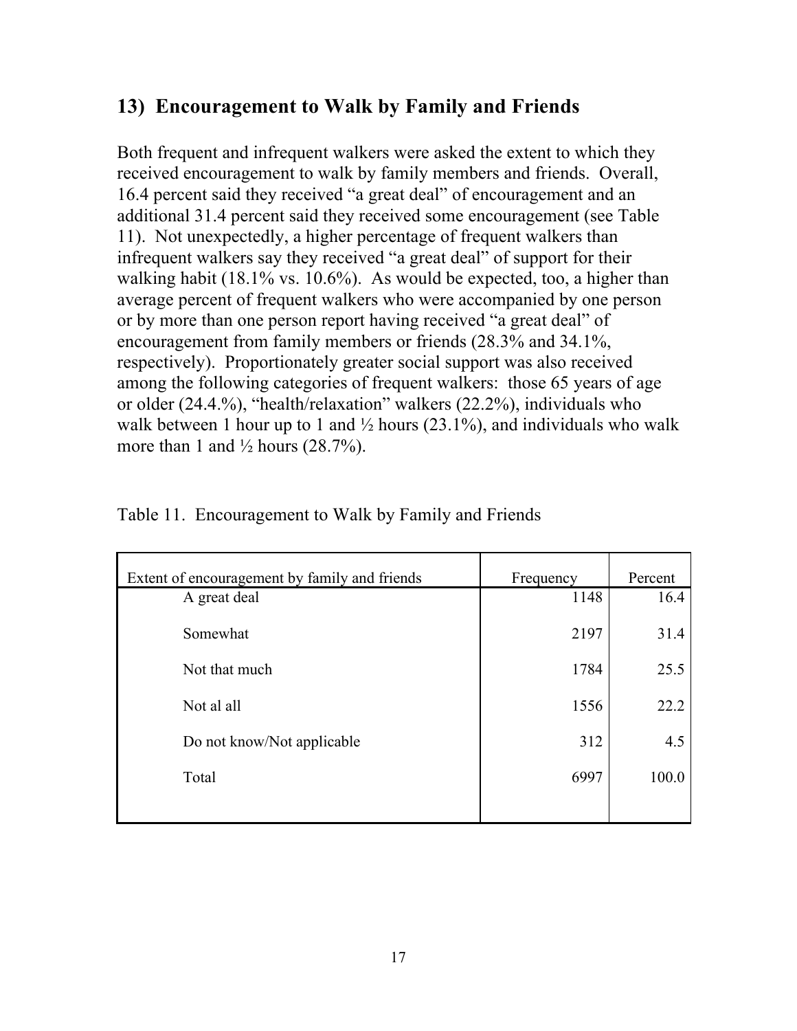## 13) Encouragement to Walk by Family and Friends

Both frequent and infrequent walkers were asked the extent to which they received encouragement to walk by family members and friends. Overall, 16.4 percent said they received "a great deal" of encouragement and an additional 31.4 percent said they received some encouragement (see Table 11). Not unexpectedly, a higher percentage of frequent walkers than infrequent walkers say they received "a great deal" of support for their walking habit (18.1% vs. 10.6%). As would be expected, too, a higher than average percent of frequent walkers who were accompanied by one person or by more than one person report having received "a great deal" of encouragement from family members or friends (28.3% and 34.1%, respectively). Proportionately greater social support was also received among the following categories of frequent walkers: those 65 years of age or older (24.4.%), "health/relaxation" walkers (22.2%), individuals who walk between 1 hour up to 1 and ½ hours (23.1%), and individuals who walk more than 1 and ½ hours (28.7%).

Table 11. Encouragement to Walk by Family and Friends

| Extent of encouragement by family and friends | Frequency | Percent |
|---|---|---|
| A great deal | 1148 | 16.4 |
| Somewhat | 2197 | 31.4 |
| Not that much | 1784 | 25.5 |
| Not al all | 1556 | 22.2 |
| Do not know/Not applicable | 312 | 4.5 |
| Total | 6997 | 100.0 |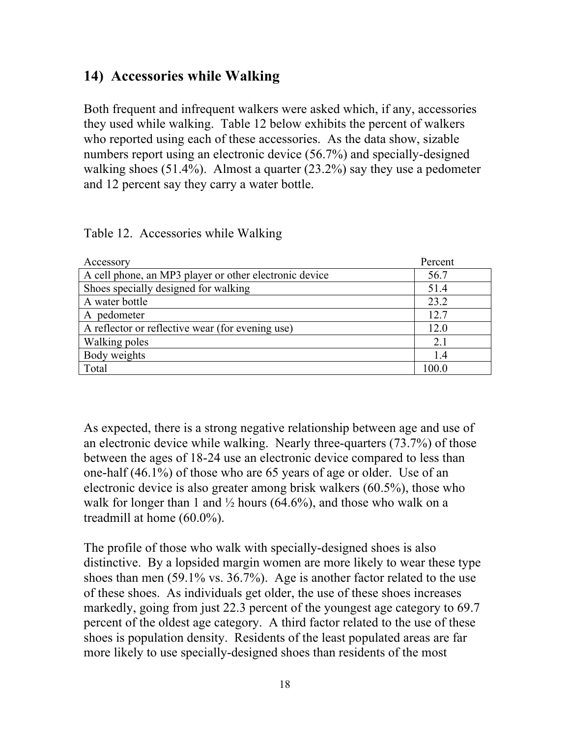## 14) Accessories while Walking

Both frequent and infrequent walkers were asked which, if any, accessories they used while walking. Table 12 below exhibits the percent of walkers who reported using each of these accessories. As the data show, sizable numbers report using an electronic device (56.7%) and specially-designed walking shoes (51.4%). Almost a quarter (23.2%) say they use a pedometer and 12 percent say they carry a water bottle.

Table 12. Accessories while Walking

| Accessory | Percent |
|---|---|
| A cell phone, an MP3 player or other electronic device | 56.7 |
| Shoes specially designed for walking | 51.4 |
| A water bottle | 23.2 |
| A pedometer | 12.7 |
| A reflector or reflective wear (for evening use) | 12.0 |
| Walking poles | 2.1 |
| Body weights | 1.4 |
| Total | 100.0 |

As expected, there is a strong negative relationship between age and use of an electronic device while walking. Nearly three-quarters (73.7%) of those between the ages of 18-24 use an electronic device compared to less than one-half (46.1%) of those who are 65 years of age or older. Use of an electronic device is also greater among brisk walkers (60.5%), those who walk for longer than 1 and ½ hours (64.6%), and those who walk on a treadmill at home (60.0%).

The profile of those who walk with specially-designed shoes is also distinctive. By a lopsided margin women are more likely to wear these type shoes than men (59.1% vs. 36.7%). Age is another factor related to the use of these shoes. As individuals get older, the use of these shoes increases markedly, going from just 22.3 percent of the youngest age category to 69.7 percent of the oldest age category. A third factor related to the use of these shoes is population density. Residents of the least populated areas are far more likely to use specially-designed shoes than residents of the most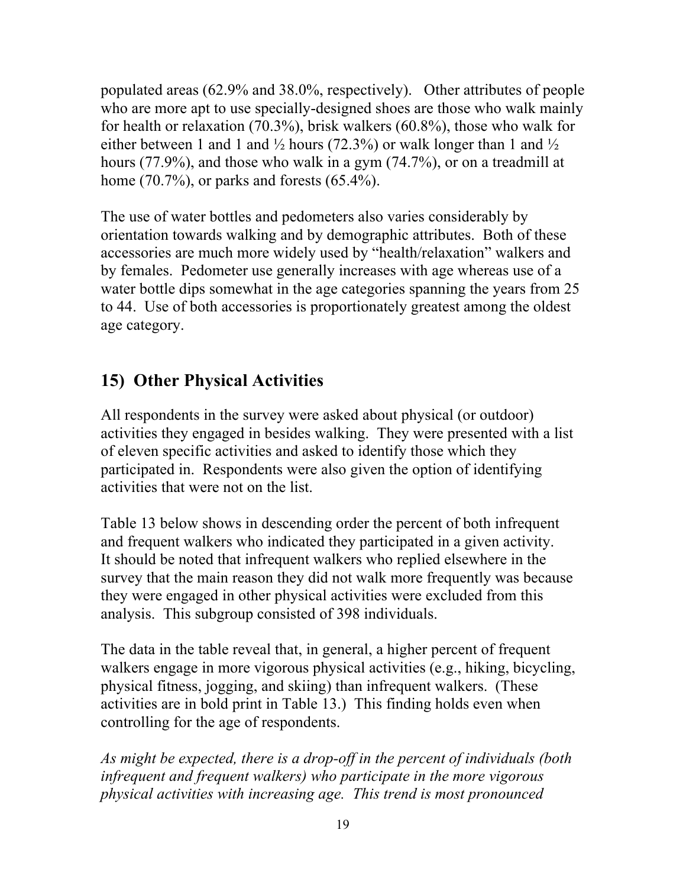populated areas (62.9% and 38.0%, respectively). Other attributes of people who are more apt to use specially-designed shoes are those who walk mainly for health or relaxation (70.3%), brisk walkers (60.8%), those who walk for either between 1 and 1 and ½ hours (72.3%) or walk longer than 1 and ½ hours (77.9%), and those who walk in a gym (74.7%), or on a treadmill at home (70.7%), or parks and forests (65.4%).

The use of water bottles and pedometers also varies considerably by orientation towards walking and by demographic attributes. Both of these accessories are much more widely used by "health/relaxation" walkers and by females. Pedometer use generally increases with age whereas use of a water bottle dips somewhat in the age categories spanning the years from 25 to 44. Use of both accessories is proportionately greatest among the oldest age category.

## 15) Other Physical Activities

All respondents in the survey were asked about physical (or outdoor) activities they engaged in besides walking. They were presented with a list of eleven specific activities and asked to identify those which they participated in. Respondents were also given the option of identifying activities that were not on the list.

Table 13 below shows in descending order the percent of both infrequent and frequent walkers who indicated they participated in a given activity. It should be noted that infrequent walkers who replied elsewhere in the survey that the main reason they did not walk more frequently was because they were engaged in other physical activities were excluded from this analysis. This subgroup consisted of 398 individuals.

The data in the table reveal that, in general, a higher percent of frequent walkers engage in more vigorous physical activities (e.g., hiking, bicycling, physical fitness, jogging, and skiing) than infrequent walkers. (These activities are in bold print in Table 13.) This finding holds even when controlling for the age of respondents.

*As might be expected, there is a drop-off in the percent of individuals (both infrequent and frequent walkers) who participate in the more vigorous physical activities with increasing age. This trend is most pronounced*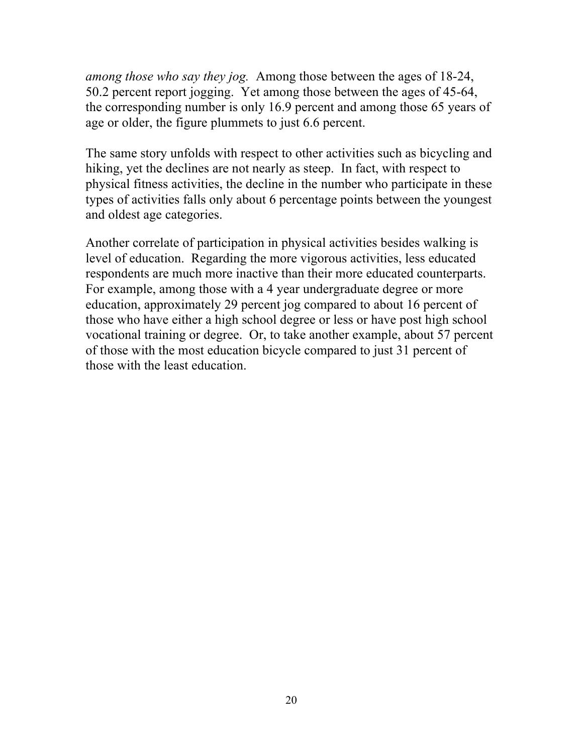*among those who say they jog.* Among those between the ages of 18-24, 50.2 percent report jogging. Yet among those between the ages of 45-64, the corresponding number is only 16.9 percent and among those 65 years of age or older, the figure plummets to just 6.6 percent.

The same story unfolds with respect to other activities such as bicycling and hiking, yet the declines are not nearly as steep. In fact, with respect to physical fitness activities, the decline in the number who participate in these types of activities falls only about 6 percentage points between the youngest and oldest age categories.

Another correlate of participation in physical activities besides walking is level of education. Regarding the more vigorous activities, less educated respondents are much more inactive than their more educated counterparts. For example, among those with a 4 year undergraduate degree or more education, approximately 29 percent jog compared to about 16 percent of those who have either a high school degree or less or have post high school vocational training or degree. Or, to take another example, about 57 percent of those with the most education bicycle compared to just 31 percent of those with the least education.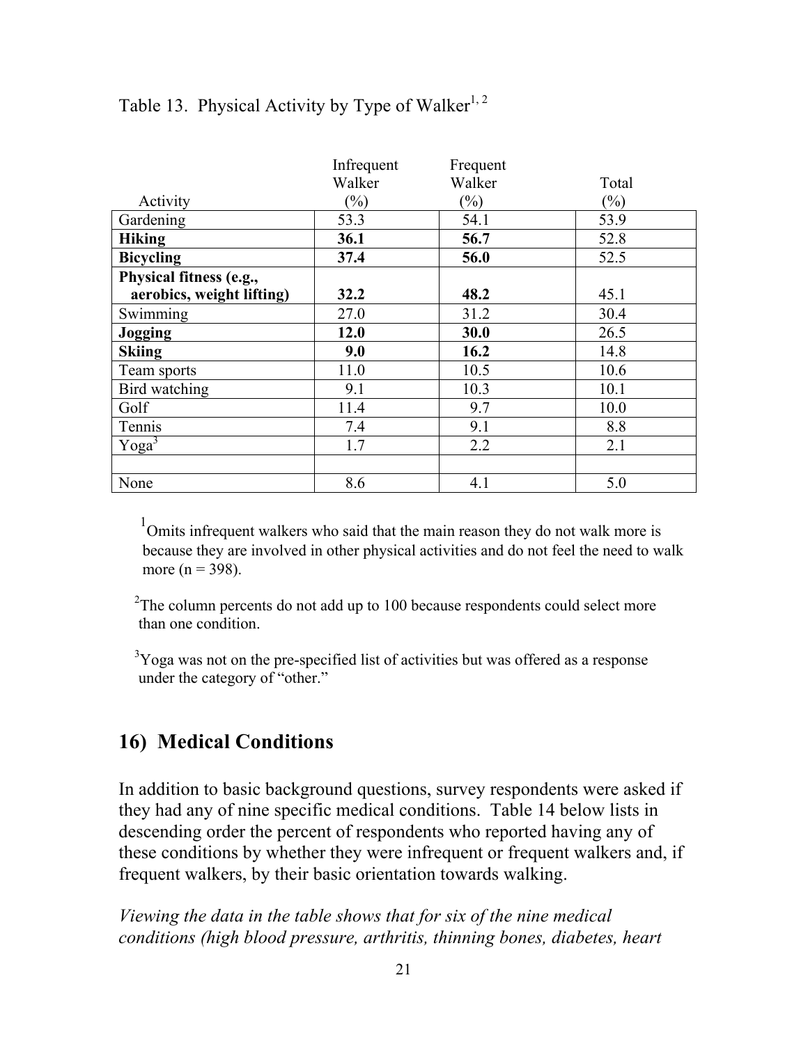Table 13. Physical Activity by Type of Walker[1, 2]

| Activity | Infrequent Walker (%) | Frequent Walker (%) | Total (%) |
|---|---|---|---|
| Gardening | 53.3 | 54.1 | 53.9 |
| **Hiking** | **36.1** | **56.7** | 52.8 |
| **Bicycling** | **37.4** | **56.0** | 52.5 |
| **Physical fitness (e.g., aerobics, weight lifting)** | **32.2** | **48.2** | 45.1 |
| Swimming | 27.0 | 31.2 | 30.4 |
| **Jogging** | **12.0** | **30.0** | 26.5 |
| **Skiing** | **9.0** | **16.2** | 14.8 |
| Team sports | 11.0 | 10.5 | 10.6 |
| Bird watching | 9.1 | 10.3 | 10.1 |
| Golf | 11.4 | 9.7 | 10.0 |
| Tennis | 7.4 | 9.1 | 8.8 |
| Yoga[3] | 1.7 | 2.2 | 2.1 |
| | | | |
| None | 8.6 | 4.1 | 5.0 |

[1] Omits infrequent walkers who said that the main reason they do not walk more is because they are involved in other physical activities and do not feel the need to walk more (n = 398).

[2] The column percents do not add up to 100 because respondents could select more than one condition.

[3] Yoga was not on the pre-specified list of activities but was offered as a response under the category of "other."

## 16) Medical Conditions

In addition to basic background questions, survey respondents were asked if they had any of nine specific medical conditions. Table 14 below lists in descending order the percent of respondents who reported having any of these conditions by whether they were infrequent or frequent walkers and, if frequent walkers, by their basic orientation towards walking.

*Viewing the data in the table shows that for six of the nine medical conditions (high blood pressure, arthritis, thinning bones, diabetes, heart*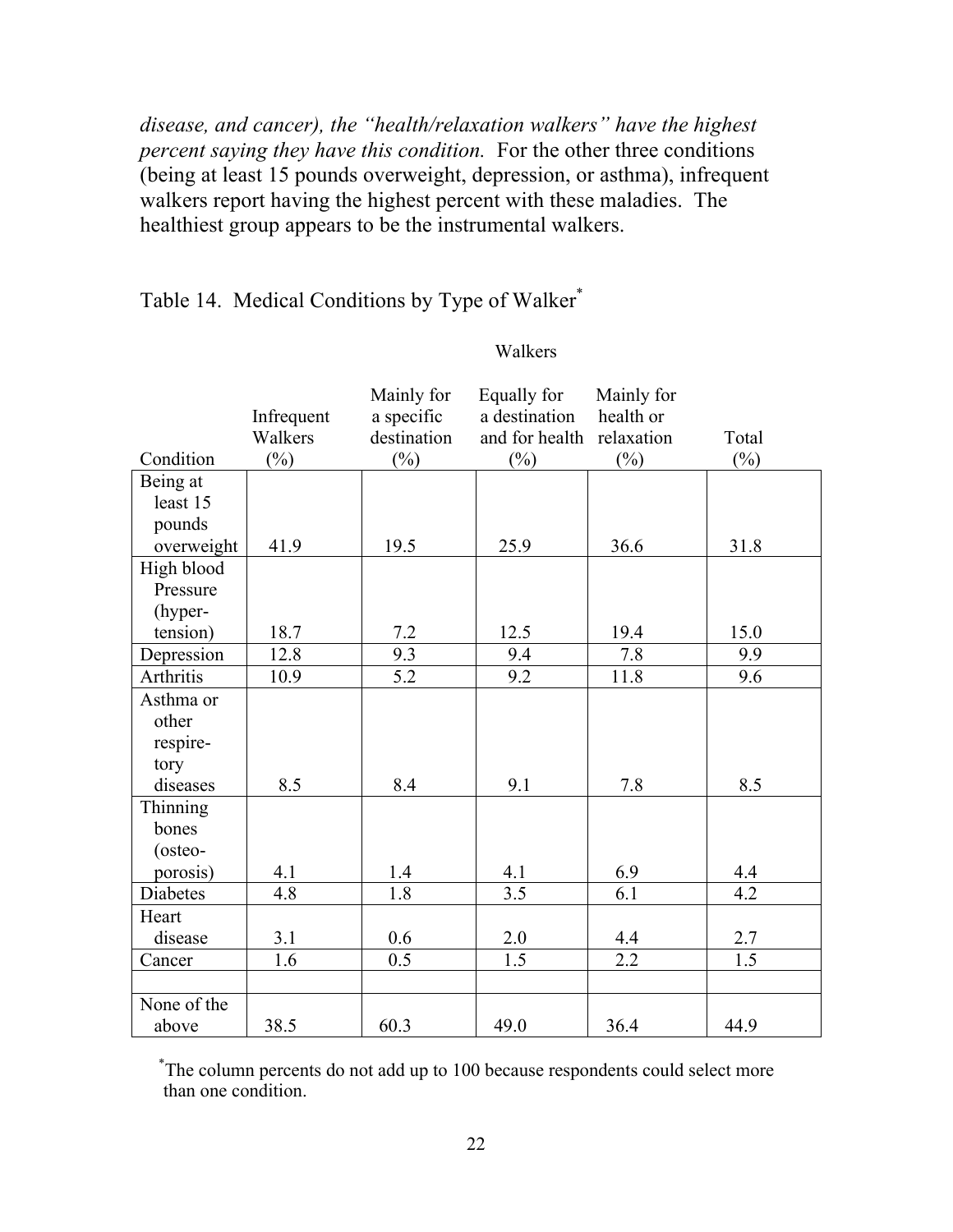*disease, and cancer), the "health/relaxation walkers" have the highest percent saying they have this condition.* For the other three conditions (being at least 15 pounds overweight, depression, or asthma), infrequent walkers report having the highest percent with these maladies. The healthiest group appears to be the instrumental walkers.

Table 14. Medical Conditions by Type of Walker*

| | Walkers | | | | |
|---|---|---|---|---|---|
| Condition | Infrequent Walkers (%) | Mainly for a specific destination (%) | Equally for a destination and for health (%) | Mainly for health or relaxation (%) | Total (%) |
| Being at least 15 pounds overweight | 41.9 | 19.5 | 25.9 | 36.6 | 31.8 |
| High blood Pressure (hyper-tension) | 18.7 | 7.2 | 12.5 | 19.4 | 15.0 |
| Depression | 12.8 | 9.3 | 9.4 | 7.8 | 9.9 |
| Arthritis | 10.9 | 5.2 | 9.2 | 11.8 | 9.6 |
| Asthma or other respire-tory diseases | 8.5 | 8.4 | 9.1 | 7.8 | 8.5 |
| Thinning bones (osteo-porosis) | 4.1 | 1.4 | 4.1 | 6.9 | 4.4 |
| Diabetes | 4.8 | 1.8 | 3.5 | 6.1 | 4.2 |
| Heart disease | 3.1 | 0.6 | 2.0 | 4.4 | 2.7 |
| Cancer | 1.6 | 0.5 | 1.5 | 2.2 | 1.5 |
| | | | | | |
| None of the above | 38.5 | 60.3 | 49.0 | 36.4 | 44.9 |

*The column percents do not add up to 100 because respondents could select more than one condition.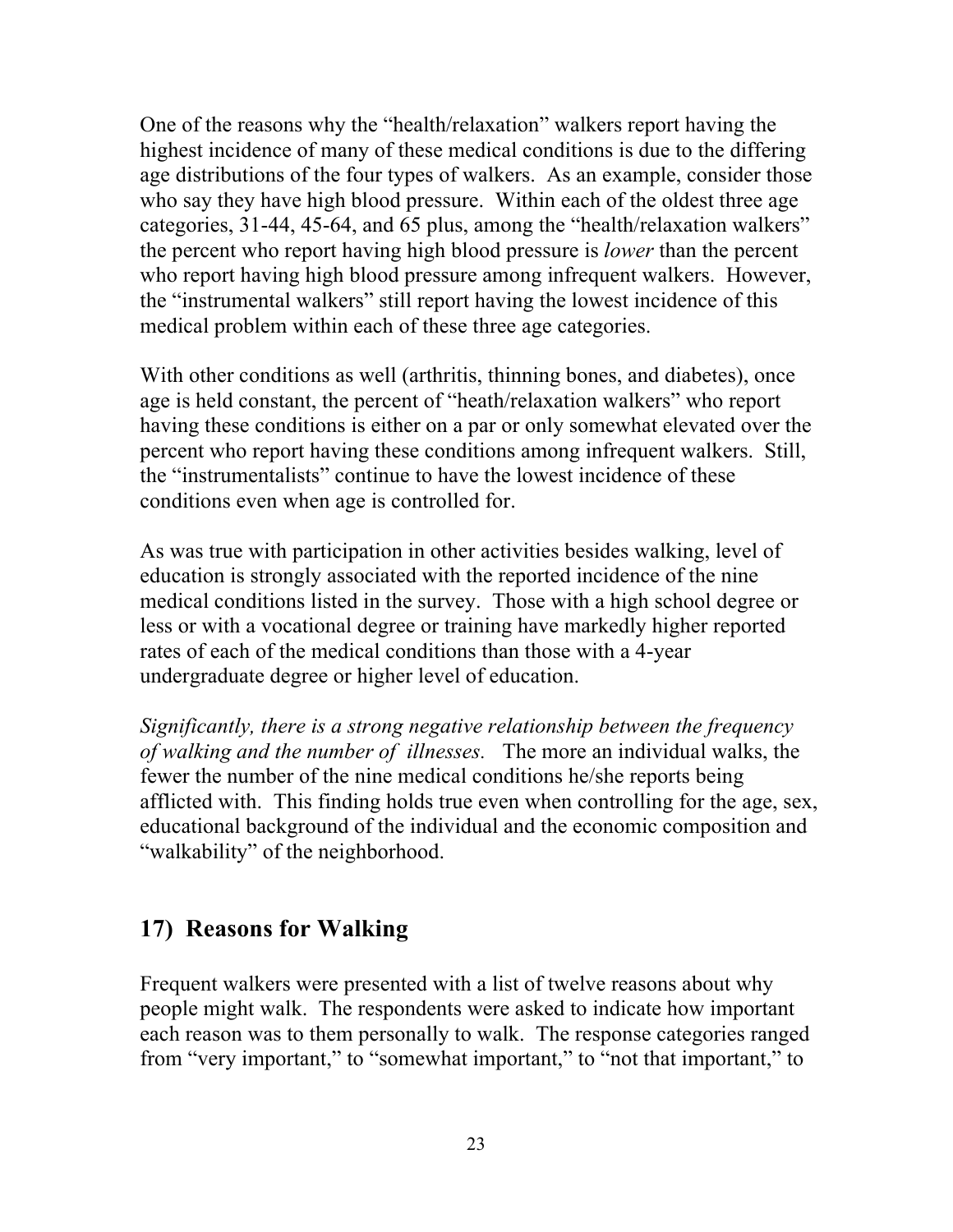One of the reasons why the "health/relaxation" walkers report having the highest incidence of many of these medical conditions is due to the differing age distributions of the four types of walkers. As an example, consider those who say they have high blood pressure. Within each of the oldest three age categories, 31-44, 45-64, and 65 plus, among the "health/relaxation walkers" the percent who report having high blood pressure is *lower* than the percent who report having high blood pressure among infrequent walkers. However, the "instrumental walkers" still report having the lowest incidence of this medical problem within each of these three age categories.

With other conditions as well (arthritis, thinning bones, and diabetes), once age is held constant, the percent of "heath/relaxation walkers" who report having these conditions is either on a par or only somewhat elevated over the percent who report having these conditions among infrequent walkers. Still, the "instrumentalists" continue to have the lowest incidence of these conditions even when age is controlled for.

As was true with participation in other activities besides walking, level of education is strongly associated with the reported incidence of the nine medical conditions listed in the survey. Those with a high school degree or less or with a vocational degree or training have markedly higher reported rates of each of the medical conditions than those with a 4-year undergraduate degree or higher level of education.

*Significantly, there is a strong negative relationship between the frequency of walking and the number of illnesses.* The more an individual walks, the fewer the number of the nine medical conditions he/she reports being afflicted with. This finding holds true even when controlling for the age, sex, educational background of the individual and the economic composition and "walkability" of the neighborhood.

## 17) Reasons for Walking

Frequent walkers were presented with a list of twelve reasons about why people might walk. The respondents were asked to indicate how important each reason was to them personally to walk. The response categories ranged from "very important," to "somewhat important," to "not that important," to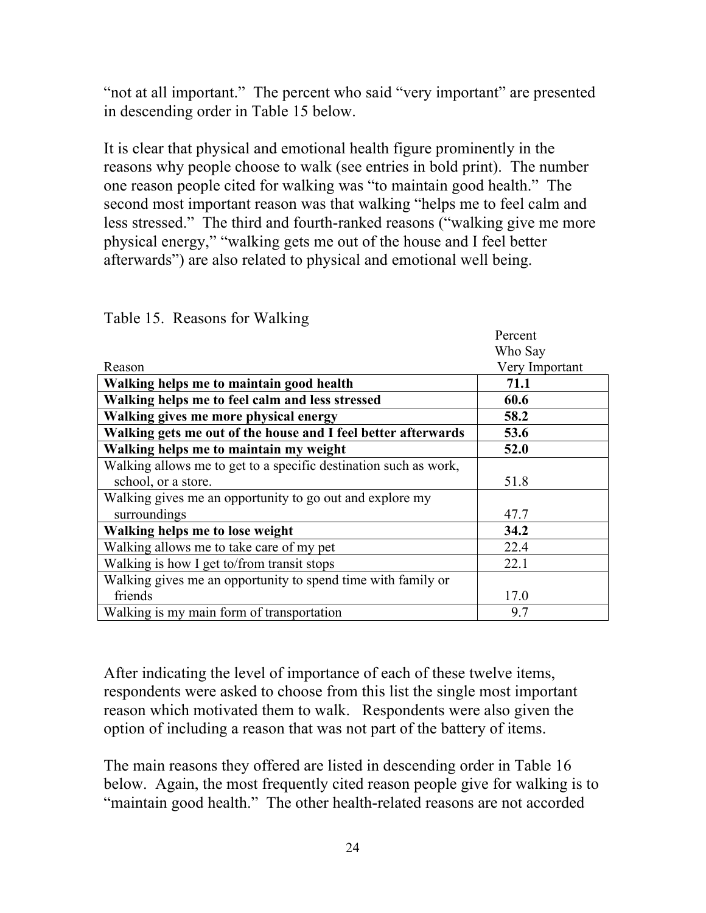"not at all important." The percent who said "very important" are presented in descending order in Table 15 below.

It is clear that physical and emotional health figure prominently in the reasons why people choose to walk (see entries in bold print). The number one reason people cited for walking was "to maintain good health." The second most important reason was that walking "helps me to feel calm and less stressed." The third and fourth-ranked reasons ("walking give me more physical energy," "walking gets me out of the house and I feel better afterwards") are also related to physical and emotional well being.

Table 15. Reasons for Walking

| Reason | Percent Who Say Very Important |
|---|---|
| **Walking helps me to maintain good health** | **71.1** |
| **Walking helps me to feel calm and less stressed** | **60.6** |
| **Walking gives me more physical energy** | **58.2** |
| **Walking gets me out of the house and I feel better afterwards** | **53.6** |
| **Walking helps me to maintain my weight** | **52.0** |
| Walking allows me to get to a specific destination such as work, school, or a store. | 51.8 |
| Walking gives me an opportunity to go out and explore my surroundings | 47.7 |
| **Walking helps me to lose weight** | **34.2** |
| Walking allows me to take care of my pet | 22.4 |
| Walking is how I get to/from transit stops | 22.1 |
| Walking gives me an opportunity to spend time with family or friends | 17.0 |
| Walking is my main form of transportation | 9.7 |

After indicating the level of importance of each of these twelve items, respondents were asked to choose from this list the single most important reason which motivated them to walk. Respondents were also given the option of including a reason that was not part of the battery of items.

The main reasons they offered are listed in descending order in Table 16 below. Again, the most frequently cited reason people give for walking is to "maintain good health." The other health-related reasons are not accorded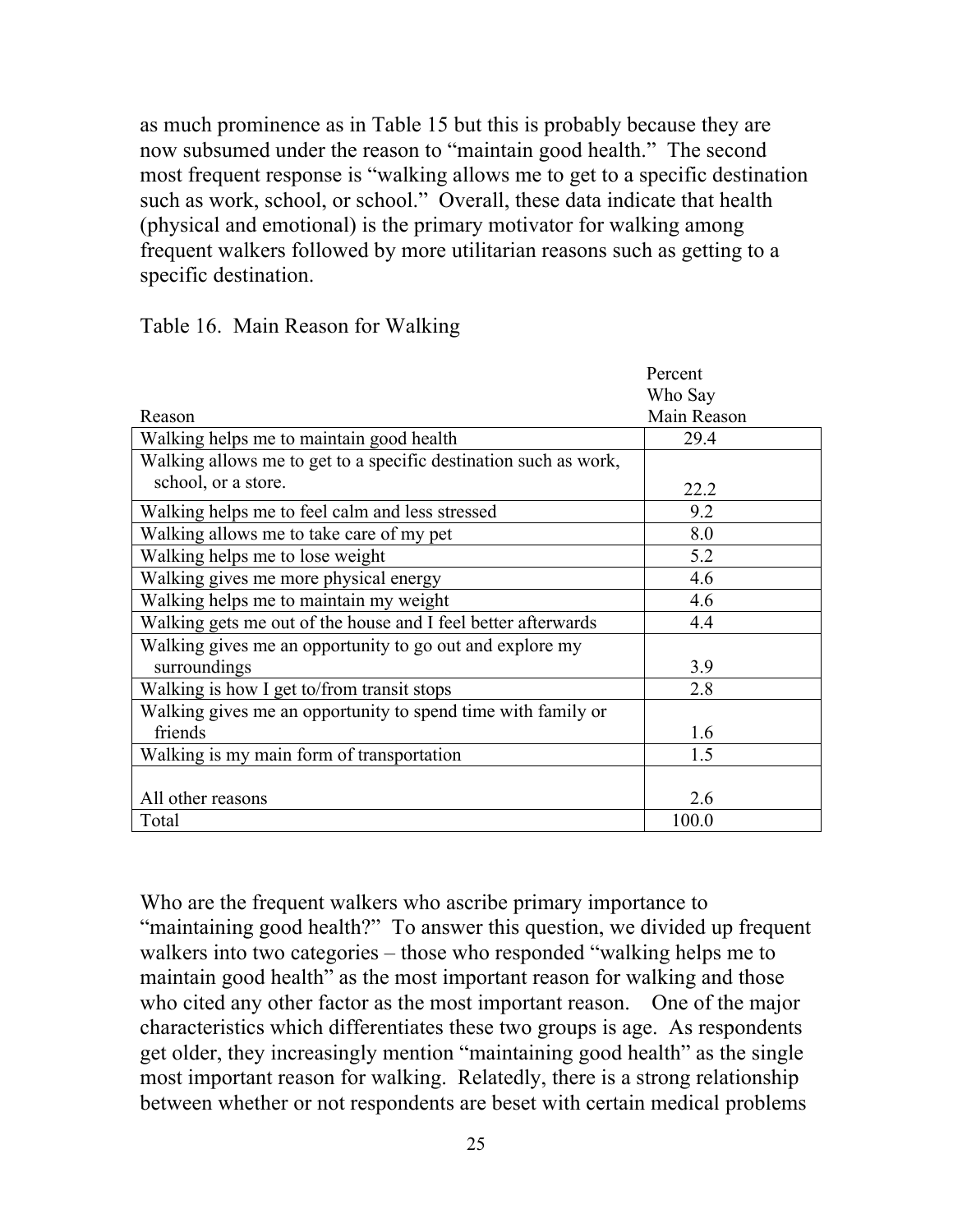as much prominence as in Table 15 but this is probably because they are now subsumed under the reason to "maintain good health." The second most frequent response is "walking allows me to get to a specific destination such as work, school, or school." Overall, these data indicate that health (physical and emotional) is the primary motivator for walking among frequent walkers followed by more utilitarian reasons such as getting to a specific destination.

Table 16. Main Reason for Walking

| Reason | Percent Who Say Main Reason |
|---|---|
| Walking helps me to maintain good health | 29.4 |
| Walking allows me to get to a specific destination such as work, school, or a store. | 22.2 |
| Walking helps me to feel calm and less stressed | 9.2 |
| Walking allows me to take care of my pet | 8.0 |
| Walking helps me to lose weight | 5.2 |
| Walking gives me more physical energy | 4.6 |
| Walking helps me to maintain my weight | 4.6 |
| Walking gets me out of the house and I feel better afterwards | 4.4 |
| Walking gives me an opportunity to go out and explore my surroundings | 3.9 |
| Walking is how I get to/from transit stops | 2.8 |
| Walking gives me an opportunity to spend time with family or friends | 1.6 |
| Walking is my main form of transportation | 1.5 |
| All other reasons | 2.6 |
| Total | 100.0 |

Who are the frequent walkers who ascribe primary importance to "maintaining good health?" To answer this question, we divided up frequent walkers into two categories – those who responded "walking helps me to maintain good health" as the most important reason for walking and those who cited any other factor as the most important reason. One of the major characteristics which differentiates these two groups is age. As respondents get older, they increasingly mention "maintaining good health" as the single most important reason for walking. Relatedly, there is a strong relationship between whether or not respondents are beset with certain medical problems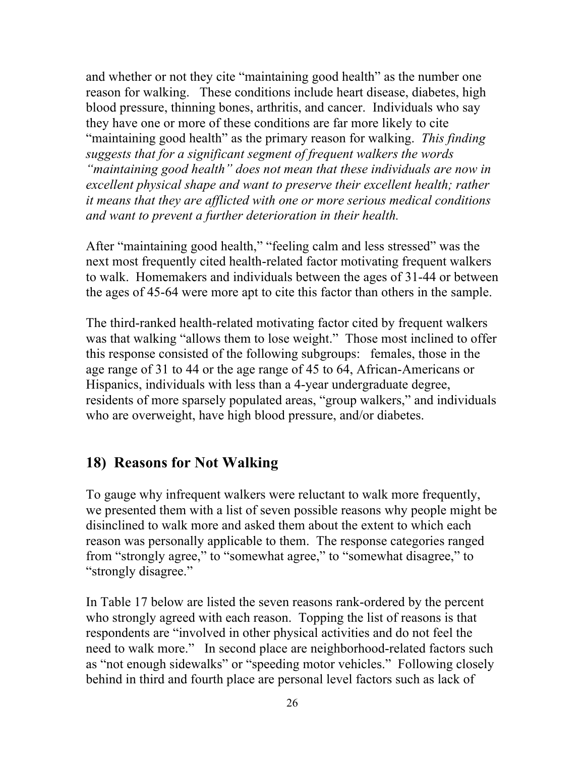and whether or not they cite "maintaining good health" as the number one reason for walking. These conditions include heart disease, diabetes, high blood pressure, thinning bones, arthritis, and cancer. Individuals who say they have one or more of these conditions are far more likely to cite "maintaining good health" as the primary reason for walking. *This finding suggests that for a significant segment of frequent walkers the words "maintaining good health" does not mean that these individuals are now in excellent physical shape and want to preserve their excellent health; rather it means that they are afflicted with one or more serious medical conditions and want to prevent a further deterioration in their health.*

After "maintaining good health," "feeling calm and less stressed" was the next most frequently cited health-related factor motivating frequent walkers to walk. Homemakers and individuals between the ages of 31-44 or between the ages of 45-64 were more apt to cite this factor than others in the sample.

The third-ranked health-related motivating factor cited by frequent walkers was that walking "allows them to lose weight." Those most inclined to offer this response consisted of the following subgroups: females, those in the age range of 31 to 44 or the age range of 45 to 64, African-Americans or Hispanics, individuals with less than a 4-year undergraduate degree, residents of more sparsely populated areas, "group walkers," and individuals who are overweight, have high blood pressure, and/or diabetes.

## 18) Reasons for Not Walking

To gauge why infrequent walkers were reluctant to walk more frequently, we presented them with a list of seven possible reasons why people might be disinclined to walk more and asked them about the extent to which each reason was personally applicable to them. The response categories ranged from "strongly agree," to "somewhat agree," to "somewhat disagree," to "strongly disagree."

In Table 17 below are listed the seven reasons rank-ordered by the percent who strongly agreed with each reason. Topping the list of reasons is that respondents are "involved in other physical activities and do not feel the need to walk more." In second place are neighborhood-related factors such as "not enough sidewalks" or "speeding motor vehicles." Following closely behind in third and fourth place are personal level factors such as lack of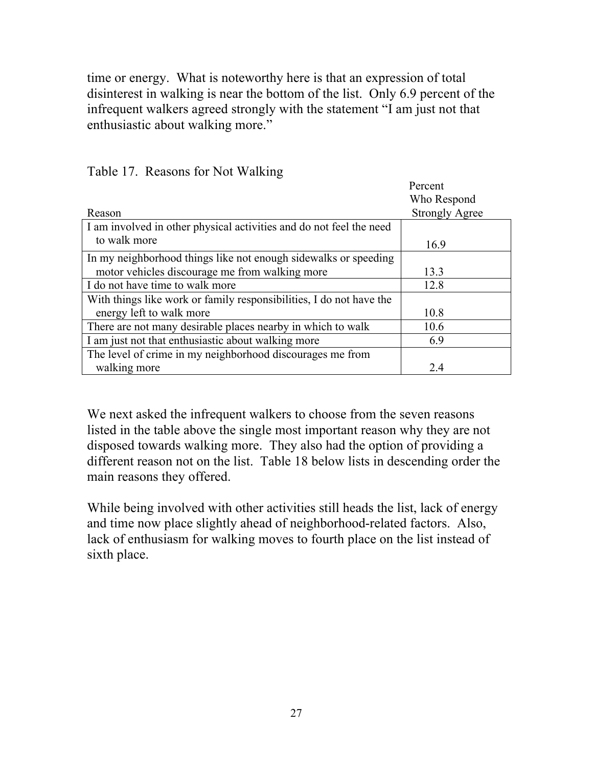time or energy. What is noteworthy here is that an expression of total disinterest in walking is near the bottom of the list. Only 6.9 percent of the infrequent walkers agreed strongly with the statement "I am just not that enthusiastic about walking more."

Table 17. Reasons for Not Walking

| Reason | Percent Who Respond Strongly Agree |
|---|---|
| I am involved in other physical activities and do not feel the need to walk more | 16.9 |
| In my neighborhood things like not enough sidewalks or speeding motor vehicles discourage me from walking more | 13.3 |
| I do not have time to walk more | 12.8 |
| With things like work or family responsibilities, I do not have the energy left to walk more | 10.8 |
| There are not many desirable places nearby in which to walk | 10.6 |
| I am just not that enthusiastic about walking more | 6.9 |
| The level of crime in my neighborhood discourages me from walking more | 2.4 |

We next asked the infrequent walkers to choose from the seven reasons listed in the table above the single most important reason why they are not disposed towards walking more. They also had the option of providing a different reason not on the list. Table 18 below lists in descending order the main reasons they offered.

While being involved with other activities still heads the list, lack of energy and time now place slightly ahead of neighborhood-related factors. Also, lack of enthusiasm for walking moves to fourth place on the list instead of sixth place.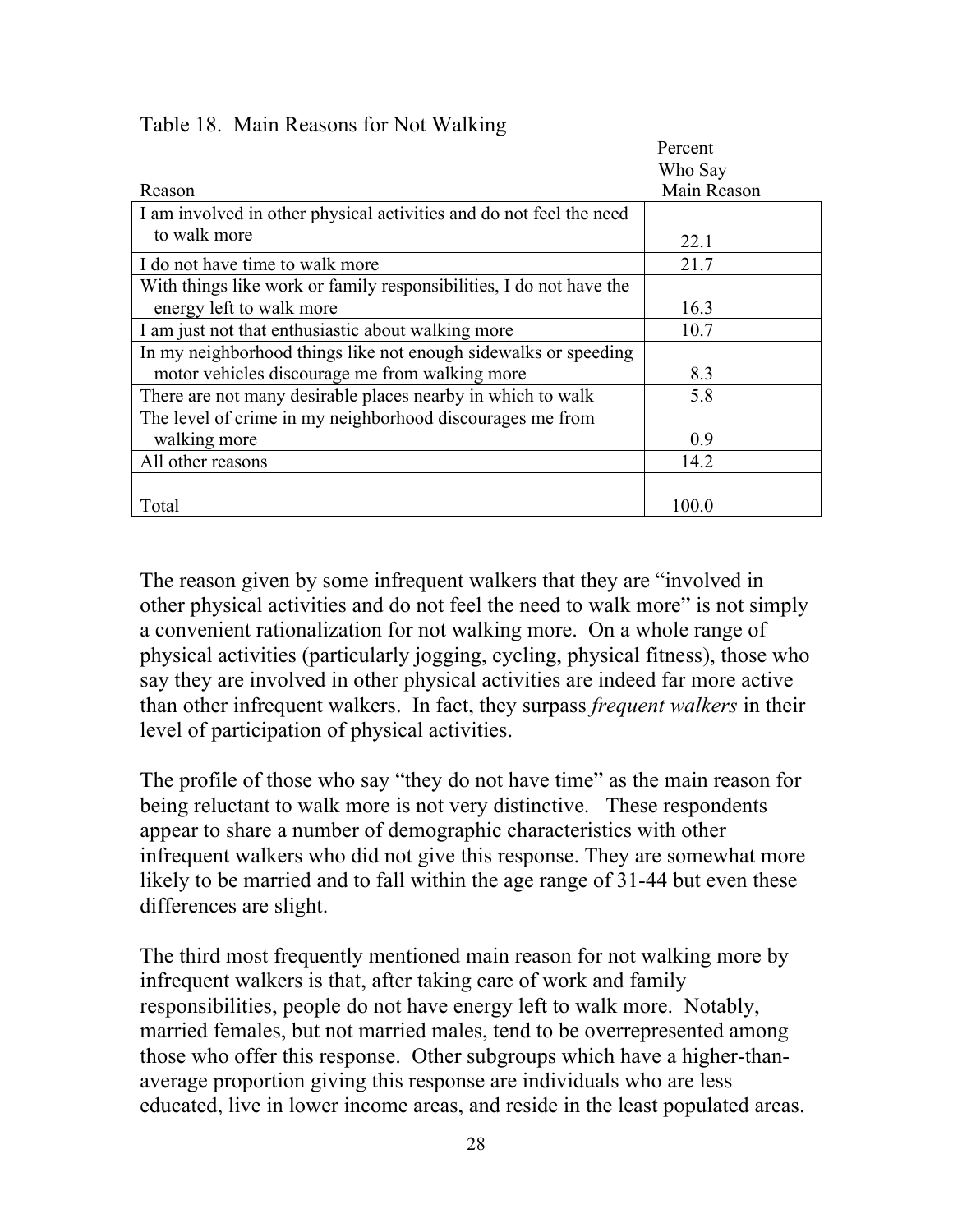Table 18. Main Reasons for Not Walking

| Reason | Percent Who Say Main Reason |
|---|---|
| I am involved in other physical activities and do not feel the need to walk more | 22.1 |
| I do not have time to walk more | 21.7 |
| With things like work or family responsibilities, I do not have the energy left to walk more | 16.3 |
| I am just not that enthusiastic about walking more | 10.7 |
| In my neighborhood things like not enough sidewalks or speeding motor vehicles discourage me from walking more | 8.3 |
| There are not many desirable places nearby in which to walk | 5.8 |
| The level of crime in my neighborhood discourages me from walking more | 0.9 |
| All other reasons | 14.2 |
| Total | 100.0 |

The reason given by some infrequent walkers that they are "involved in other physical activities and do not feel the need to walk more" is not simply a convenient rationalization for not walking more. On a whole range of physical activities (particularly jogging, cycling, physical fitness), those who say they are involved in other physical activities are indeed far more active than other infrequent walkers. In fact, they surpass *frequent walkers* in their level of participation of physical activities.

The profile of those who say "they do not have time" as the main reason for being reluctant to walk more is not very distinctive. These respondents appear to share a number of demographic characteristics with other infrequent walkers who did not give this response. They are somewhat more likely to be married and to fall within the age range of 31-44 but even these differences are slight.

The third most frequently mentioned main reason for not walking more by infrequent walkers is that, after taking care of work and family responsibilities, people do not have energy left to walk more. Notably, married females, but not married males, tend to be overrepresented among those who offer this response. Other subgroups which have a higher-than-average proportion giving this response are individuals who are less educated, live in lower income areas, and reside in the least populated areas.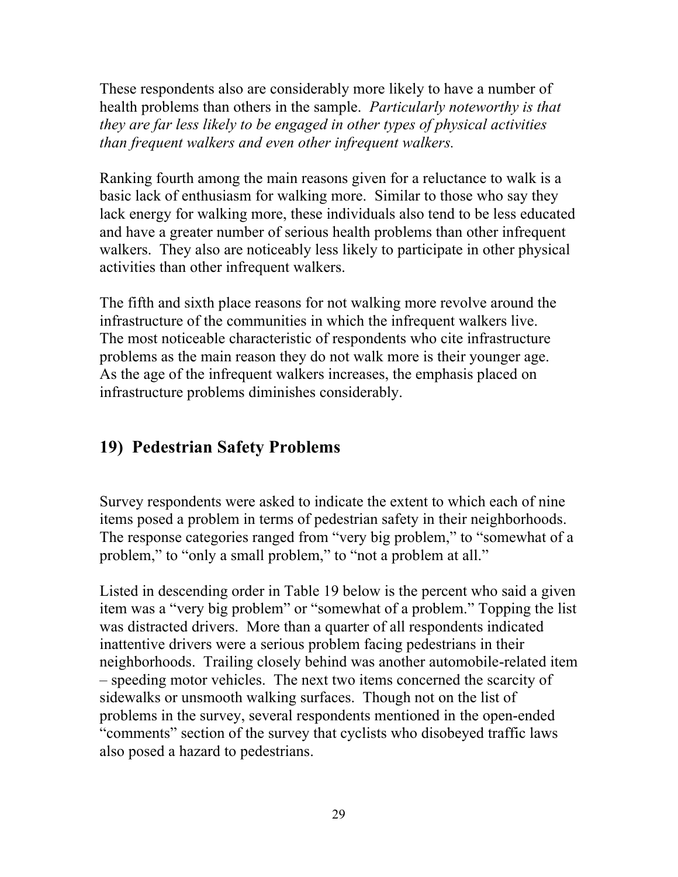These respondents also are considerably more likely to have a number of health problems than others in the sample. *Particularly noteworthy is that they are far less likely to be engaged in other types of physical activities than frequent walkers and even other infrequent walkers.*

Ranking fourth among the main reasons given for a reluctance to walk is a basic lack of enthusiasm for walking more. Similar to those who say they lack energy for walking more, these individuals also tend to be less educated and have a greater number of serious health problems than other infrequent walkers. They also are noticeably less likely to participate in other physical activities than other infrequent walkers.

The fifth and sixth place reasons for not walking more revolve around the infrastructure of the communities in which the infrequent walkers live. The most noticeable characteristic of respondents who cite infrastructure problems as the main reason they do not walk more is their younger age. As the age of the infrequent walkers increases, the emphasis placed on infrastructure problems diminishes considerably.

## 19) Pedestrian Safety Problems

Survey respondents were asked to indicate the extent to which each of nine items posed a problem in terms of pedestrian safety in their neighborhoods. The response categories ranged from "very big problem," to "somewhat of a problem," to "only a small problem," to "not a problem at all."

Listed in descending order in Table 19 below is the percent who said a given item was a "very big problem" or "somewhat of a problem." Topping the list was distracted drivers. More than a quarter of all respondents indicated inattentive drivers were a serious problem facing pedestrians in their neighborhoods. Trailing closely behind was another automobile-related item – speeding motor vehicles. The next two items concerned the scarcity of sidewalks or unsmooth walking surfaces. Though not on the list of problems in the survey, several respondents mentioned in the open-ended "comments" section of the survey that cyclists who disobeyed traffic laws also posed a hazard to pedestrians.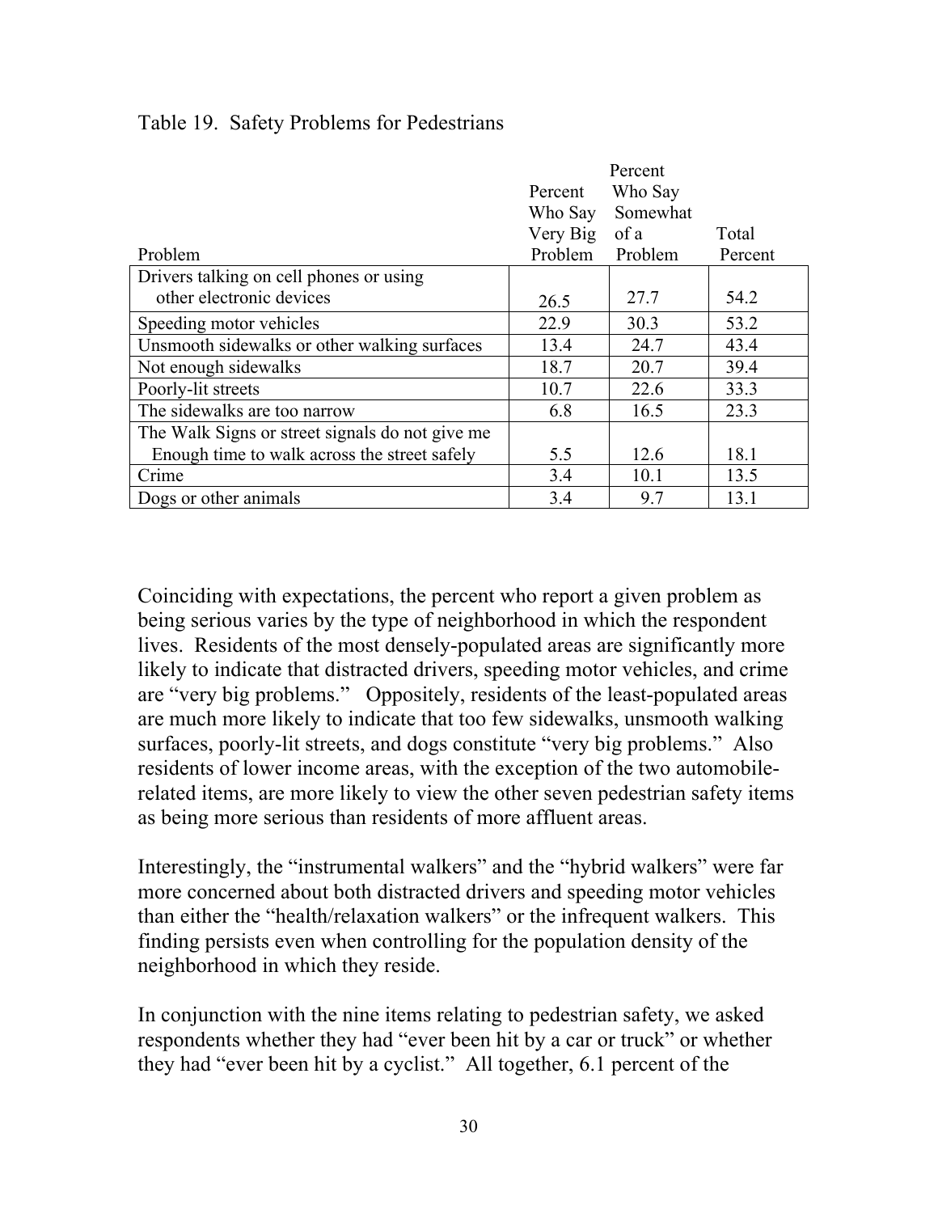Table 19. Safety Problems for Pedestrians

| Problem | Percent Who Say Very Big Problem | Percent Who Say Somewhat of a Problem | Total Percent |
|---|---|---|---|
| Drivers talking on cell phones or using other electronic devices | 26.5 | 27.7 | 54.2 |
| Speeding motor vehicles | 22.9 | 30.3 | 53.2 |
| Unsmooth sidewalks or other walking surfaces | 13.4 | 24.7 | 43.4 |
| Not enough sidewalks | 18.7 | 20.7 | 39.4 |
| Poorly-lit streets | 10.7 | 22.6 | 33.3 |
| The sidewalks are too narrow | 6.8 | 16.5 | 23.3 |
| The Walk Signs or street signals do not give me Enough time to walk across the street safely | 5.5 | 12.6 | 18.1 |
| Crime | 3.4 | 10.1 | 13.5 |
| Dogs or other animals | 3.4 | 9.7 | 13.1 |

Coinciding with expectations, the percent who report a given problem as being serious varies by the type of neighborhood in which the respondent lives. Residents of the most densely-populated areas are significantly more likely to indicate that distracted drivers, speeding motor vehicles, and crime are "very big problems." Oppositely, residents of the least-populated areas are much more likely to indicate that too few sidewalks, unsmooth walking surfaces, poorly-lit streets, and dogs constitute "very big problems." Also residents of lower income areas, with the exception of the two automobile-related items, are more likely to view the other seven pedestrian safety items as being more serious than residents of more affluent areas.

Interestingly, the "instrumental walkers" and the "hybrid walkers" were far more concerned about both distracted drivers and speeding motor vehicles than either the "health/relaxation walkers" or the infrequent walkers. This finding persists even when controlling for the population density of the neighborhood in which they reside.

In conjunction with the nine items relating to pedestrian safety, we asked respondents whether they had "ever been hit by a car or truck" or whether they had "ever been hit by a cyclist." All together, 6.1 percent of the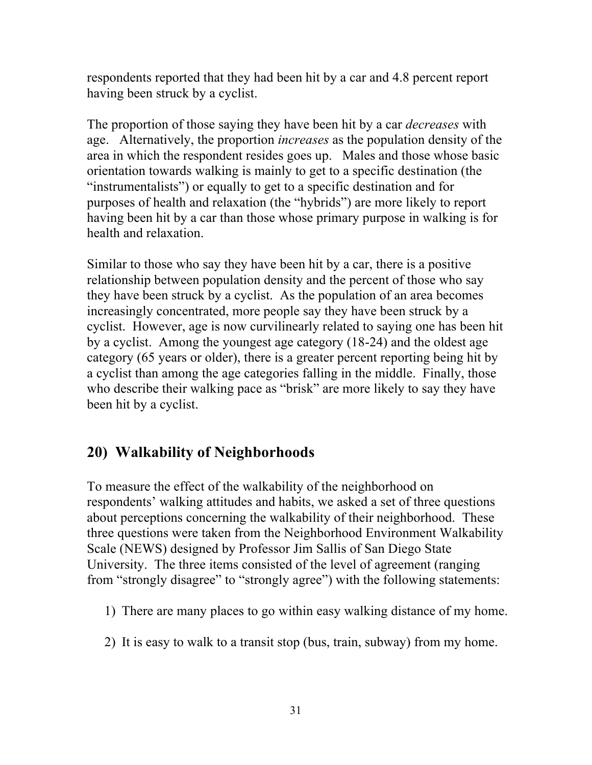respondents reported that they had been hit by a car and 4.8 percent report having been struck by a cyclist.

The proportion of those saying they have been hit by a car *decreases* with age. Alternatively, the proportion *increases* as the population density of the area in which the respondent resides goes up. Males and those whose basic orientation towards walking is mainly to get to a specific destination (the "instrumentalists") or equally to get to a specific destination and for purposes of health and relaxation (the "hybrids") are more likely to report having been hit by a car than those whose primary purpose in walking is for health and relaxation.

Similar to those who say they have been hit by a car, there is a positive relationship between population density and the percent of those who say they have been struck by a cyclist. As the population of an area becomes increasingly concentrated, more people say they have been struck by a cyclist. However, age is now curvilinearly related to saying one has been hit by a cyclist. Among the youngest age category (18-24) and the oldest age category (65 years or older), there is a greater percent reporting being hit by a cyclist than among the age categories falling in the middle. Finally, those who describe their walking pace as "brisk" are more likely to say they have been hit by a cyclist.

## 20) Walkability of Neighborhoods

To measure the effect of the walkability of the neighborhood on respondents' walking attitudes and habits, we asked a set of three questions about perceptions concerning the walkability of their neighborhood. These three questions were taken from the Neighborhood Environment Walkability Scale (NEWS) designed by Professor Jim Sallis of San Diego State University. The three items consisted of the level of agreement (ranging from "strongly disagree" to "strongly agree") with the following statements:

1) There are many places to go within easy walking distance of my home.

2) It is easy to walk to a transit stop (bus, train, subway) from my home.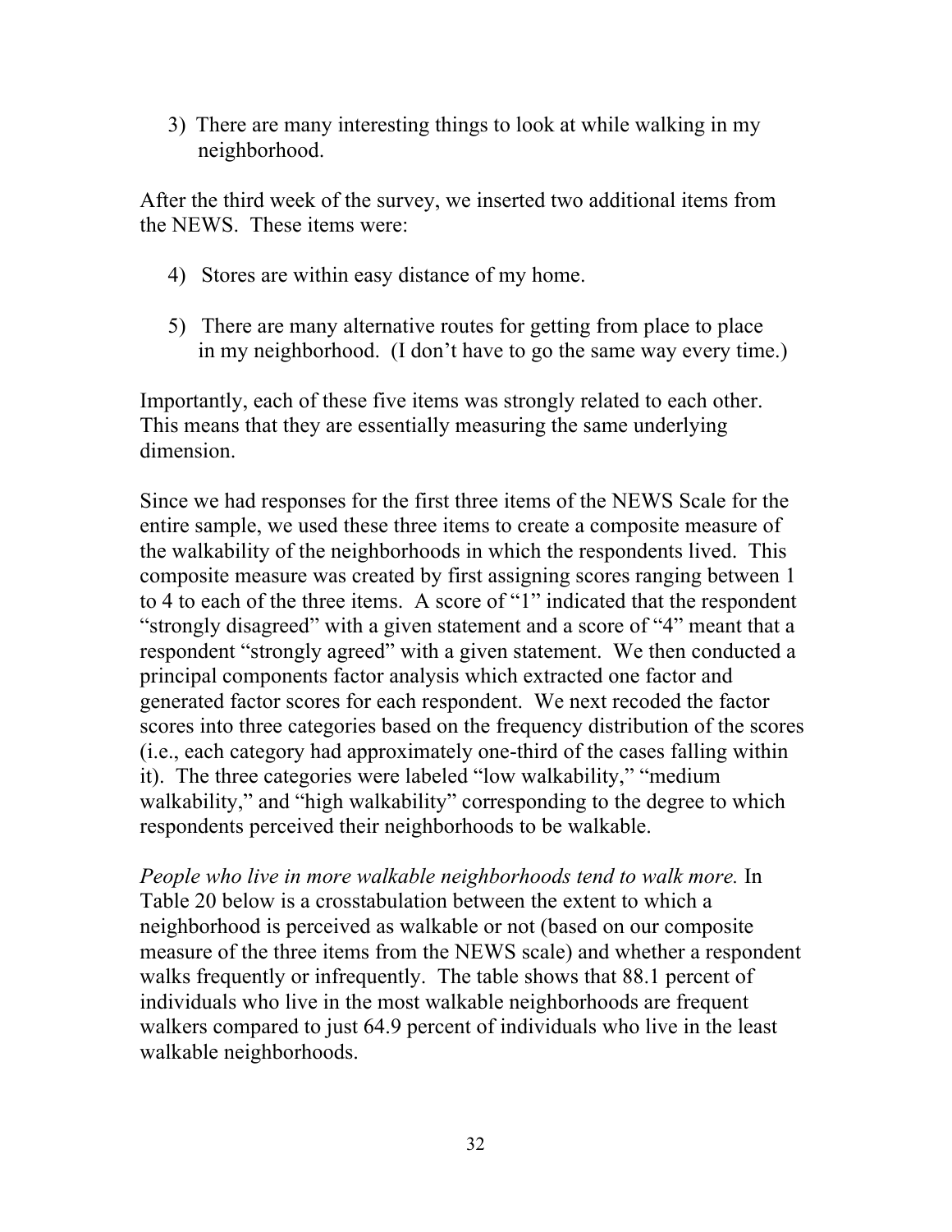3) There are many interesting things to look at while walking in my neighborhood.

After the third week of the survey, we inserted two additional items from the NEWS. These items were:

4) Stores are within easy distance of my home.

5) There are many alternative routes for getting from place to place in my neighborhood. (I don't have to go the same way every time.)

Importantly, each of these five items was strongly related to each other. This means that they are essentially measuring the same underlying dimension.

Since we had responses for the first three items of the NEWS Scale for the entire sample, we used these three items to create a composite measure of the walkability of the neighborhoods in which the respondents lived. This composite measure was created by first assigning scores ranging between 1 to 4 to each of the three items. A score of "1" indicated that the respondent "strongly disagreed" with a given statement and a score of "4" meant that a respondent "strongly agreed" with a given statement. We then conducted a principal components factor analysis which extracted one factor and generated factor scores for each respondent. We next recoded the factor scores into three categories based on the frequency distribution of the scores (i.e., each category had approximately one-third of the cases falling within it). The three categories were labeled "low walkability," "medium walkability," and "high walkability" corresponding to the degree to which respondents perceived their neighborhoods to be walkable.

*People who live in more walkable neighborhoods tend to walk more.* In Table 20 below is a crosstabulation between the extent to which a neighborhood is perceived as walkable or not (based on our composite measure of the three items from the NEWS scale) and whether a respondent walks frequently or infrequently. The table shows that 88.1 percent of individuals who live in the most walkable neighborhoods are frequent walkers compared to just 64.9 percent of individuals who live in the least walkable neighborhoods.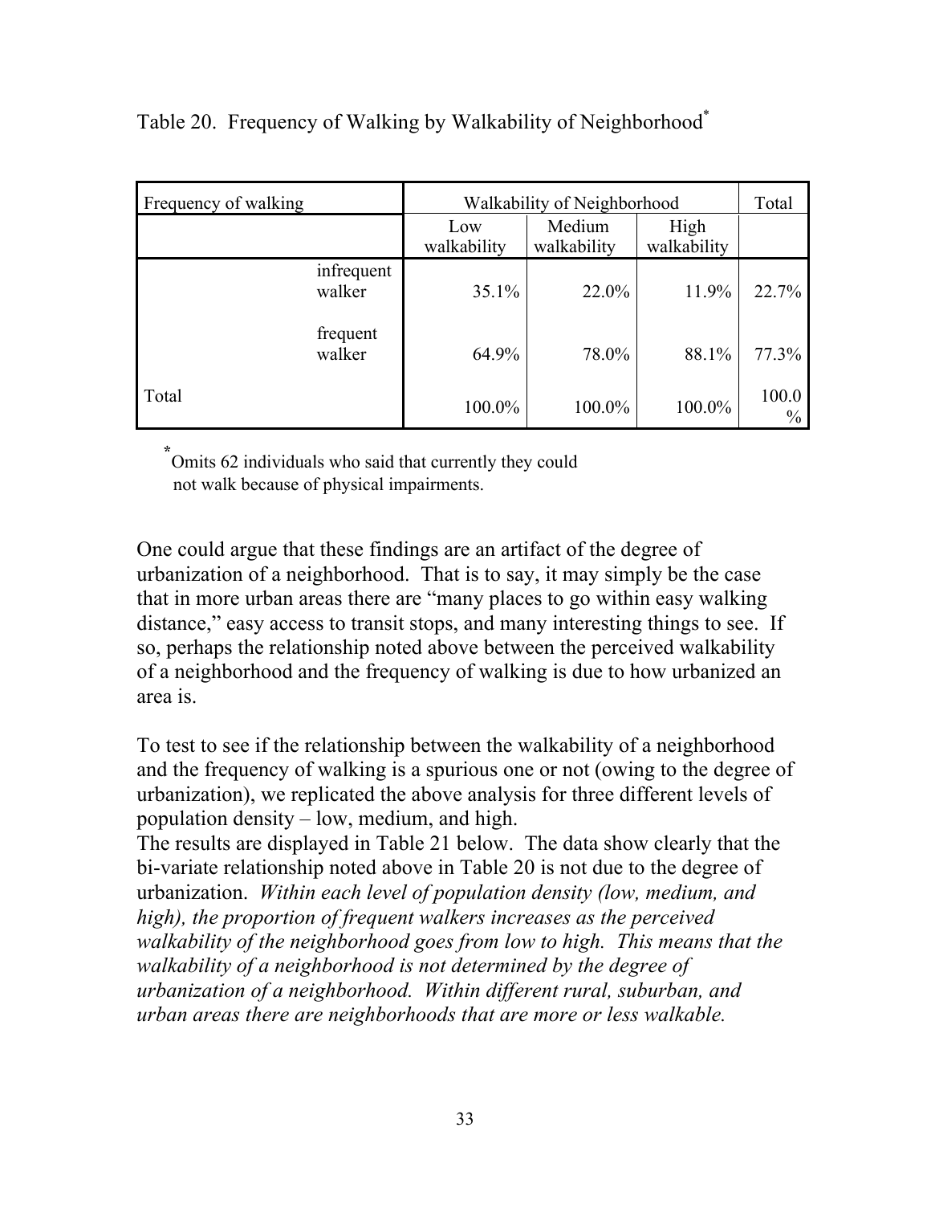Table 20. Frequency of Walking by Walkability of Neighborhood*

| Frequency of walking | | Walkability of Neighborhood | | | Total |
|---|---|---|---|---|---|
| | | Low walkability | Medium walkability | High walkability | |
| | infrequent walker | 35.1% | 22.0% | 11.9% | 22.7% |
| | frequent walker | 64.9% | 78.0% | 88.1% | 77.3% |
| Total | | 100.0% | 100.0% | 100.0% | 100.0 % |

*Omits 62 individuals who said that currently they could not walk because of physical impairments.

One could argue that these findings are an artifact of the degree of urbanization of a neighborhood. That is to say, it may simply be the case that in more urban areas there are "many places to go within easy walking distance," easy access to transit stops, and many interesting things to see. If so, perhaps the relationship noted above between the perceived walkability of a neighborhood and the frequency of walking is due to how urbanized an area is.

To test to see if the relationship between the walkability of a neighborhood and the frequency of walking is a spurious one or not (owing to the degree of urbanization), we replicated the above analysis for three different levels of population density – low, medium, and high.
The results are displayed in Table 21 below. The data show clearly that the bi-variate relationship noted above in Table 20 is not due to the degree of urbanization. *Within each level of population density (low, medium, and high), the proportion of frequent walkers increases as the perceived walkability of the neighborhood goes from low to high. This means that the walkability of a neighborhood is not determined by the degree of urbanization of a neighborhood. Within different rural, suburban, and urban areas there are neighborhoods that are more or less walkable.*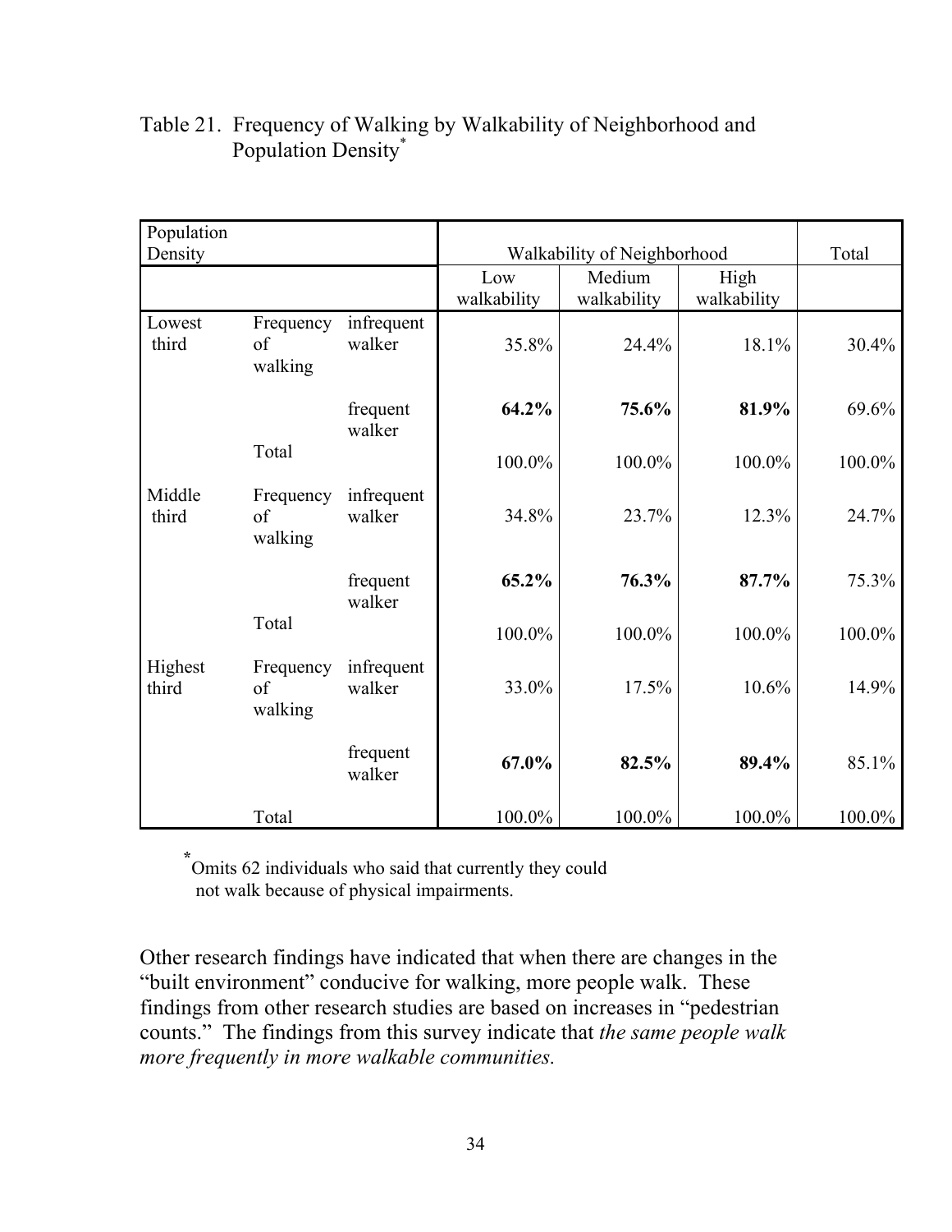Table 21. Frequency of Walking by Walkability of Neighborhood and Population Density*

| Population Density | | | Walkability of Neighborhood | | | Total |
|---|---|---|---|---|---|---|
| | | | Low walkability | Medium walkability | High walkability | |
| Lowest third | Frequency of walking | infrequent walker | 35.8% | 24.4% | 18.1% | 30.4% |
| | | frequent walker | **64.2%** | **75.6%** | **81.9%** | 69.6% |
| | Total | | 100.0% | 100.0% | 100.0% | 100.0% |
| Middle third | Frequency of walking | infrequent walker | 34.8% | 23.7% | 12.3% | 24.7% |
| | | frequent walker | **65.2%** | **76.3%** | **87.7%** | 75.3% |
| | Total | | 100.0% | 100.0% | 100.0% | 100.0% |
| Highest third | Frequency of walking | infrequent walker | 33.0% | 17.5% | 10.6% | 14.9% |
| | | frequent walker | **67.0%** | **82.5%** | **89.4%** | 85.1% |
| | Total | | 100.0% | 100.0% | 100.0% | 100.0% |

*Omits 62 individuals who said that currently they could not walk because of physical impairments.

Other research findings have indicated that when there are changes in the "built environment" conducive for walking, more people walk. These findings from other research studies are based on increases in "pedestrian counts." The findings from this survey indicate that *the same people walk more frequently in more walkable communities.*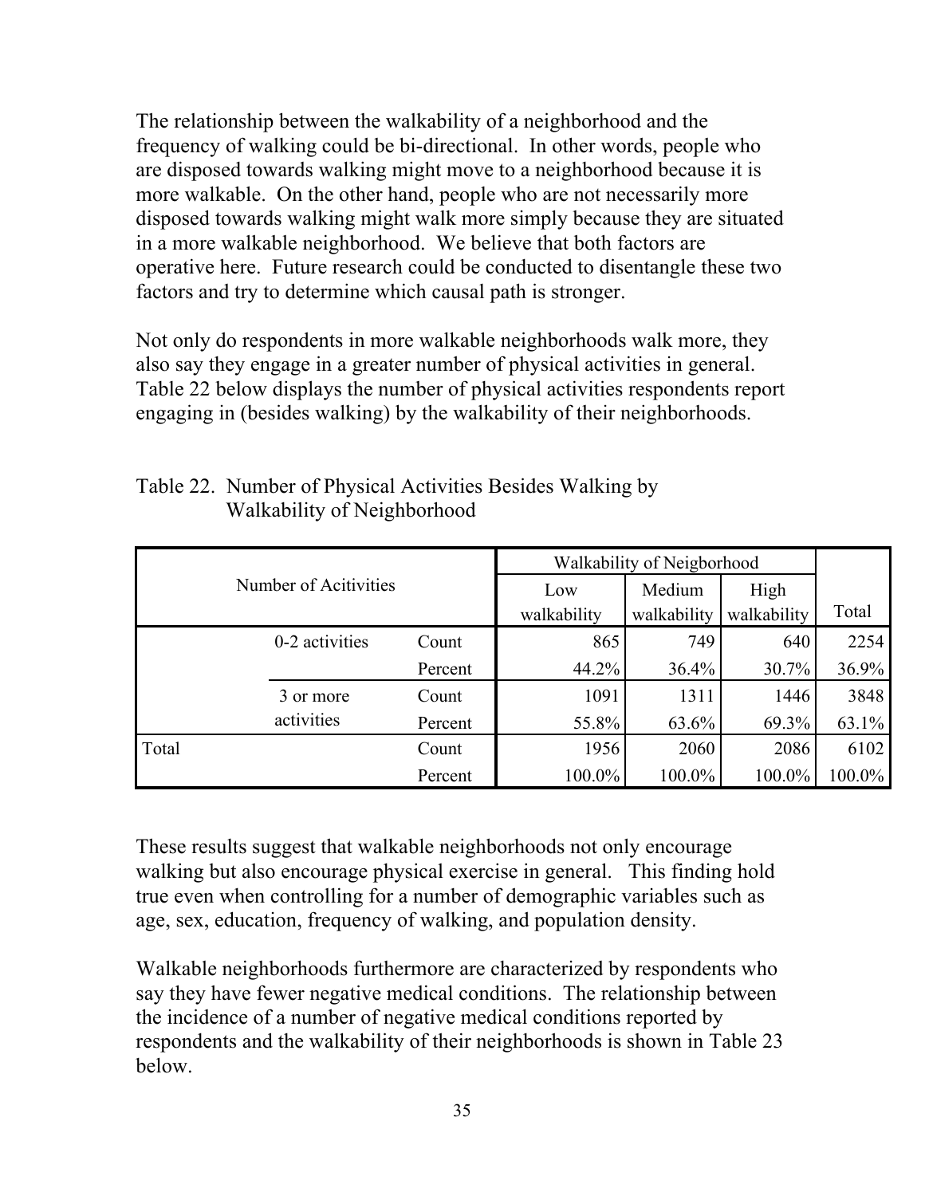The relationship between the walkability of a neighborhood and the frequency of walking could be bi-directional. In other words, people who are disposed towards walking might move to a neighborhood because it is more walkable. On the other hand, people who are not necessarily more disposed towards walking might walk more simply because they are situated in a more walkable neighborhood. We believe that both factors are operative here. Future research could be conducted to disentangle these two factors and try to determine which causal path is stronger.

Not only do respondents in more walkable neighborhoods walk more, they also say they engage in a greater number of physical activities in general. Table 22 below displays the number of physical activities respondents report engaging in (besides walking) by the walkability of their neighborhoods.

Table 22. Number of Physical Activities Besides Walking by Walkability of Neighborhood

| Number of Acitivities | | | Walkability of Neigborhood | | | Total |
|---|---|---|---|---|---|---|
| | | | Low walkability | Medium walkability | High walkability | |
| | 0-2 activities | Count | 865 | 749 | 640 | 2254 |
| | | Percent | 44.2% | 36.4% | 30.7% | 36.9% |
| | 3 or more activities | Count | 1091 | 1311 | 1446 | 3848 |
| | | Percent | 55.8% | 63.6% | 69.3% | 63.1% |
| Total | | Count | 1956 | 2060 | 2086 | 6102 |
| | | Percent | 100.0% | 100.0% | 100.0% | 100.0% |

These results suggest that walkable neighborhoods not only encourage walking but also encourage physical exercise in general. This finding hold true even when controlling for a number of demographic variables such as age, sex, education, frequency of walking, and population density.

Walkable neighborhoods furthermore are characterized by respondents who say they have fewer negative medical conditions. The relationship between the incidence of a number of negative medical conditions reported by respondents and the walkability of their neighborhoods is shown in Table 23 below.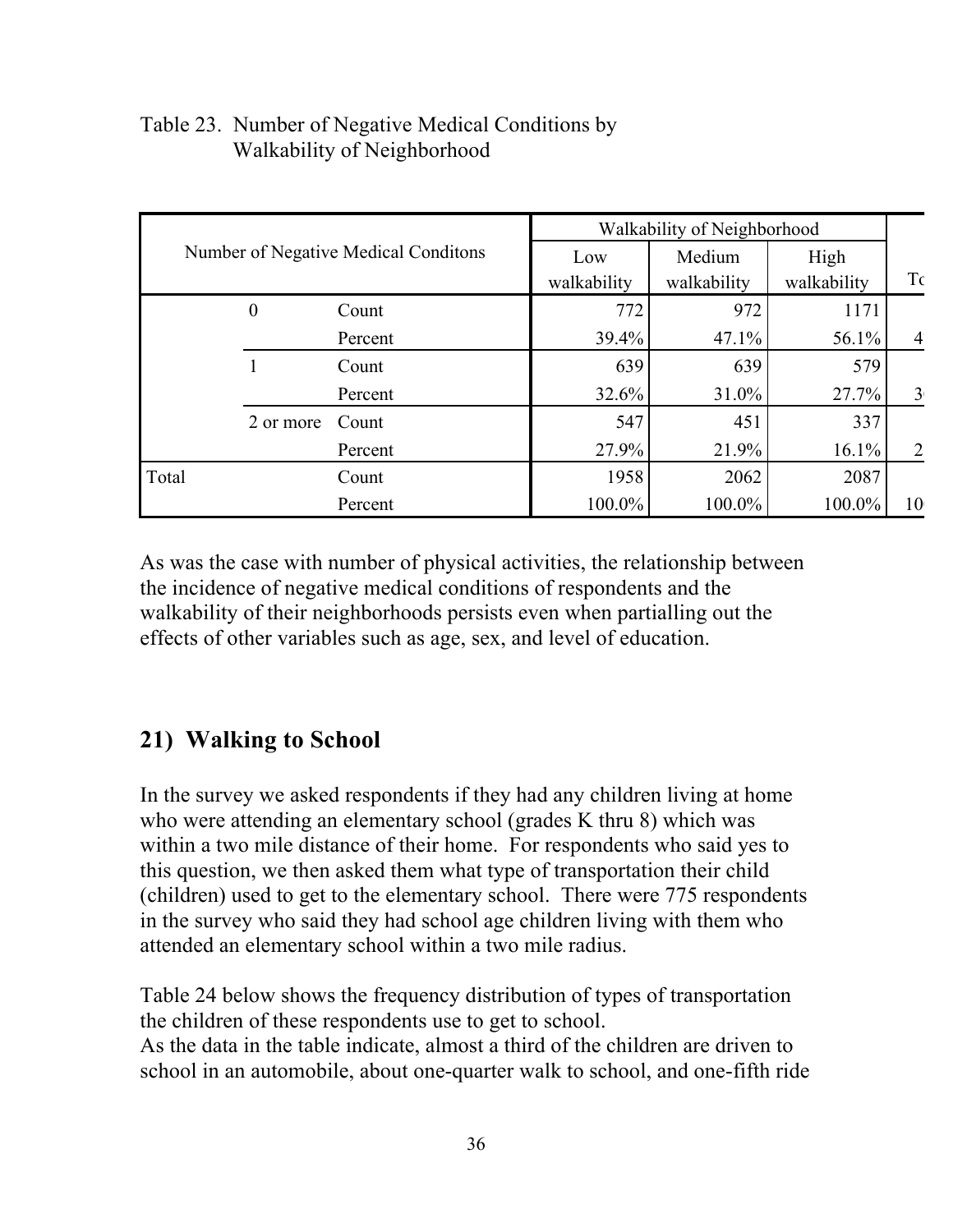Table 23. Number of Negative Medical Conditions by Walkability of Neighborhood

| Number of Negative Medical Conditons | | | Walkability of Neighborhood | | | |
|---|---|---|---|---|---|---|
| | | | Low walkability | Medium walkability | High walkability | Tc |
| | 0 | Count | 772 | 972 | 1171 | |
| | | Percent | 39.4% | 47.1% | 56.1% | 4 |
| | 1 | Count | 639 | 639 | 579 | |
| | | Percent | 32.6% | 31.0% | 27.7% | 3 |
| | 2 or more | Count | 547 | 451 | 337 | |
| | | Percent | 27.9% | 21.9% | 16.1% | 2 |
| Total | | Count | 1958 | 2062 | 2087 | |
| | | Percent | 100.0% | 100.0% | 100.0% | 10 |

As was the case with number of physical activities, the relationship between the incidence of negative medical conditions of respondents and the walkability of their neighborhoods persists even when partialling out the effects of other variables such as age, sex, and level of education.

## 21) Walking to School

In the survey we asked respondents if they had any children living at home who were attending an elementary school (grades K thru 8) which was within a two mile distance of their home. For respondents who said yes to this question, we then asked them what type of transportation their child (children) used to get to the elementary school. There were 775 respondents in the survey who said they had school age children living with them who attended an elementary school within a two mile radius.

Table 24 below shows the frequency distribution of types of transportation the children of these respondents use to get to school.
As the data in the table indicate, almost a third of the children are driven to school in an automobile, about one-quarter walk to school, and one-fifth ride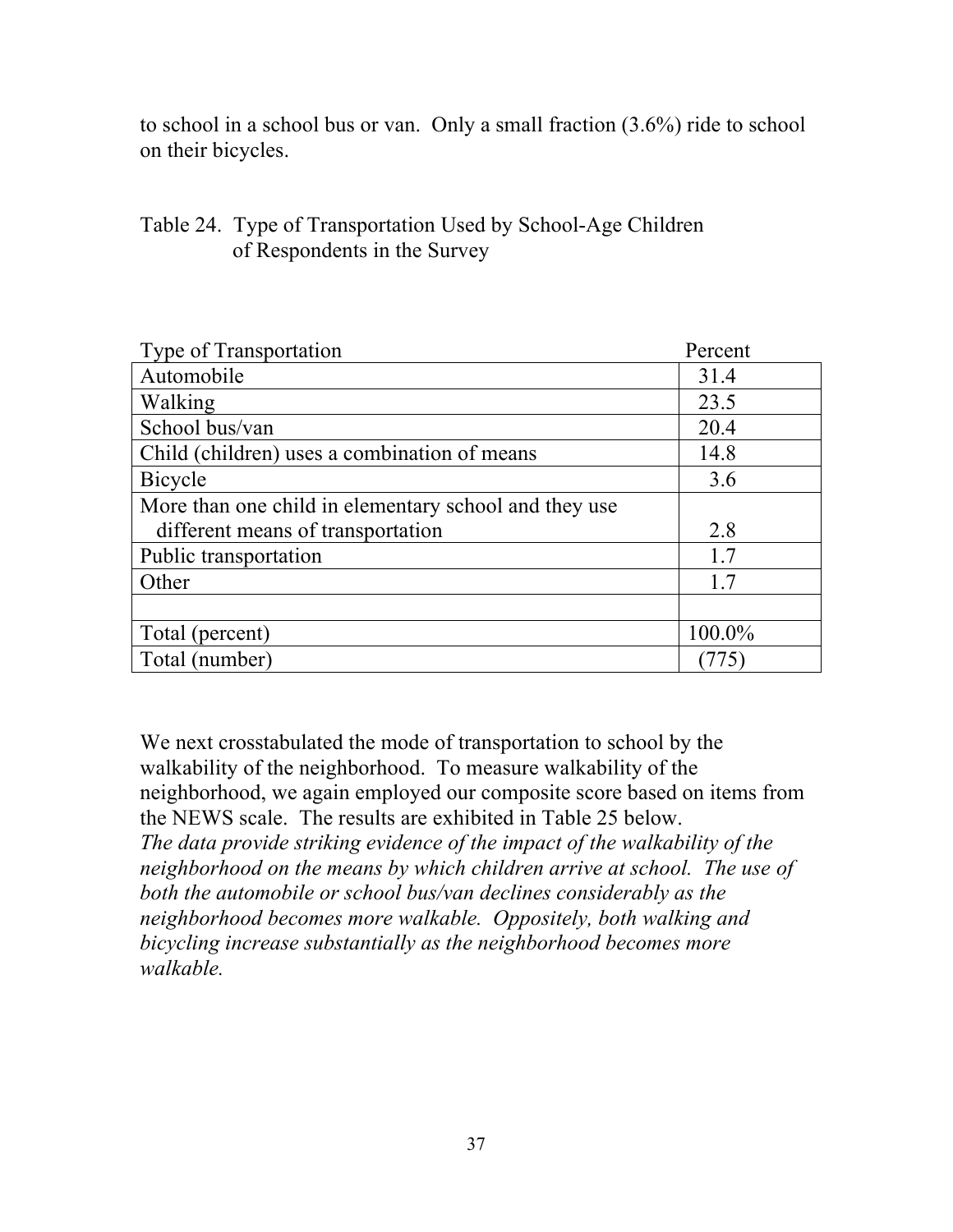to school in a school bus or van. Only a small fraction (3.6%) ride to school on their bicycles.

Table 24. Type of Transportation Used by School-Age Children of Respondents in the Survey

| Type of Transportation | Percent |
|---|---|
| Automobile | 31.4 |
| Walking | 23.5 |
| School bus/van | 20.4 |
| Child (children) uses a combination of means | 14.8 |
| Bicycle | 3.6 |
| More than one child in elementary school and they use different means of transportation | 2.8 |
| Public transportation | 1.7 |
| Other | 1.7 |
| | |
| Total (percent) | 100.0% |
| Total (number) | (775) |

We next crosstabulated the mode of transportation to school by the walkability of the neighborhood. To measure walkability of the neighborhood, we again employed our composite score based on items from the NEWS scale. The results are exhibited in Table 25 below. *The data provide striking evidence of the impact of the walkability of the neighborhood on the means by which children arrive at school. The use of both the automobile or school bus/van declines considerably as the neighborhood becomes more walkable. Oppositely, both walking and bicycling increase substantially as the neighborhood becomes more walkable.*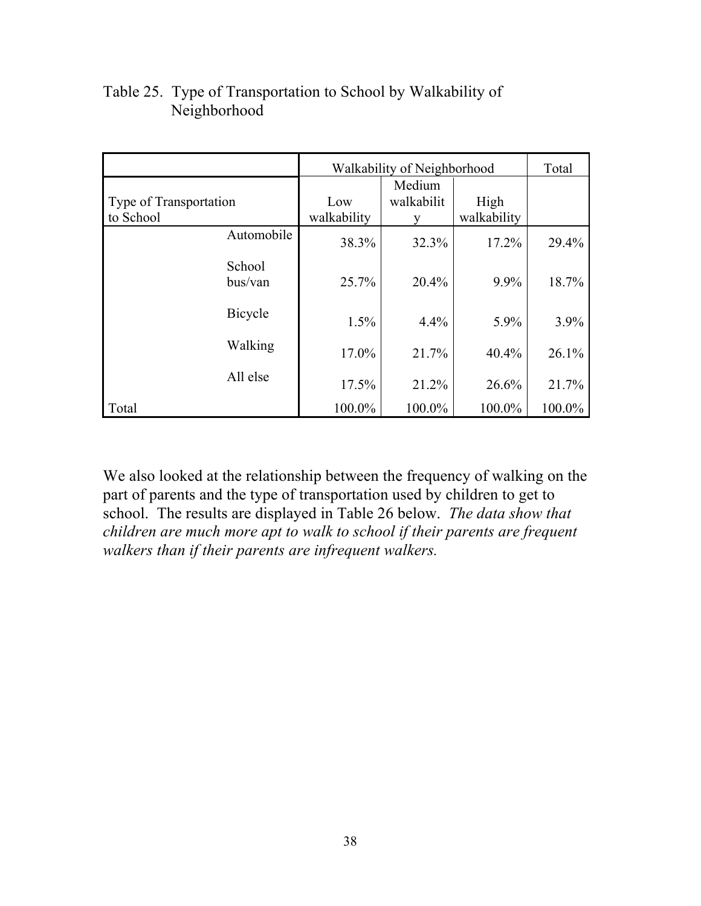Table 25. Type of Transportation to School by Walkability of Neighborhood

| | | Walkability of Neighborhood | | | Total |
|---|---|---|---|---|---|
| Type of Transportation to School | | Low walkability | Medium walkability | High walkability | |
| | Automobile | 38.3% | 32.3% | 17.2% | 29.4% |
| | School bus/van | 25.7% | 20.4% | 9.9% | 18.7% |
| | Bicycle | 1.5% | 4.4% | 5.9% | 3.9% |
| | Walking | 17.0% | 21.7% | 40.4% | 26.1% |
| | All else | 17.5% | 21.2% | 26.6% | 21.7% |
| Total | | 100.0% | 100.0% | 100.0% | 100.0% |

We also looked at the relationship between the frequency of walking on the part of parents and the type of transportation used by children to get to school. The results are displayed in Table 26 below. *The data show that children are much more apt to walk to school if their parents are frequent walkers than if their parents are infrequent walkers.*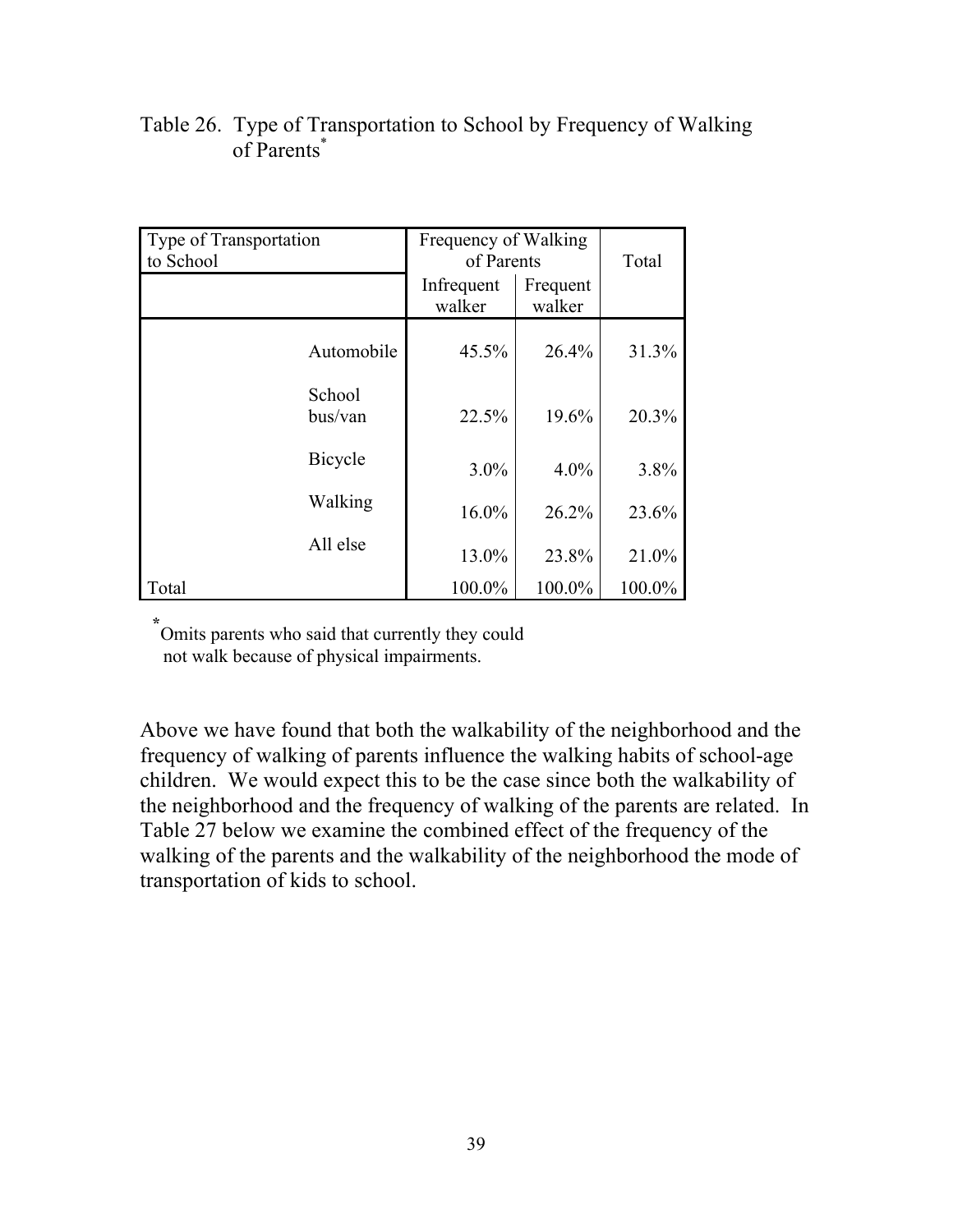Table 26. Type of Transportation to School by Frequency of Walking of Parents*

| Type of Transportation to School | Frequency of Walking of Parents | | Total |
|---|---|---|---|
| | Infrequent walker | Frequent walker | |
| Automobile | 45.5% | 26.4% | 31.3% |
| School bus/van | 22.5% | 19.6% | 20.3% |
| Bicycle | 3.0% | 4.0% | 3.8% |
| Walking | 16.0% | 26.2% | 23.6% |
| All else | 13.0% | 23.8% | 21.0% |
| Total | 100.0% | 100.0% | 100.0% |

*Omits parents who said that currently they could not walk because of physical impairments.

Above we have found that both the walkability of the neighborhood and the frequency of walking of parents influence the walking habits of school-age children. We would expect this to be the case since both the walkability of the neighborhood and the frequency of walking of the parents are related. In Table 27 below we examine the combined effect of the frequency of the walking of the parents and the walkability of the neighborhood the mode of transportation of kids to school.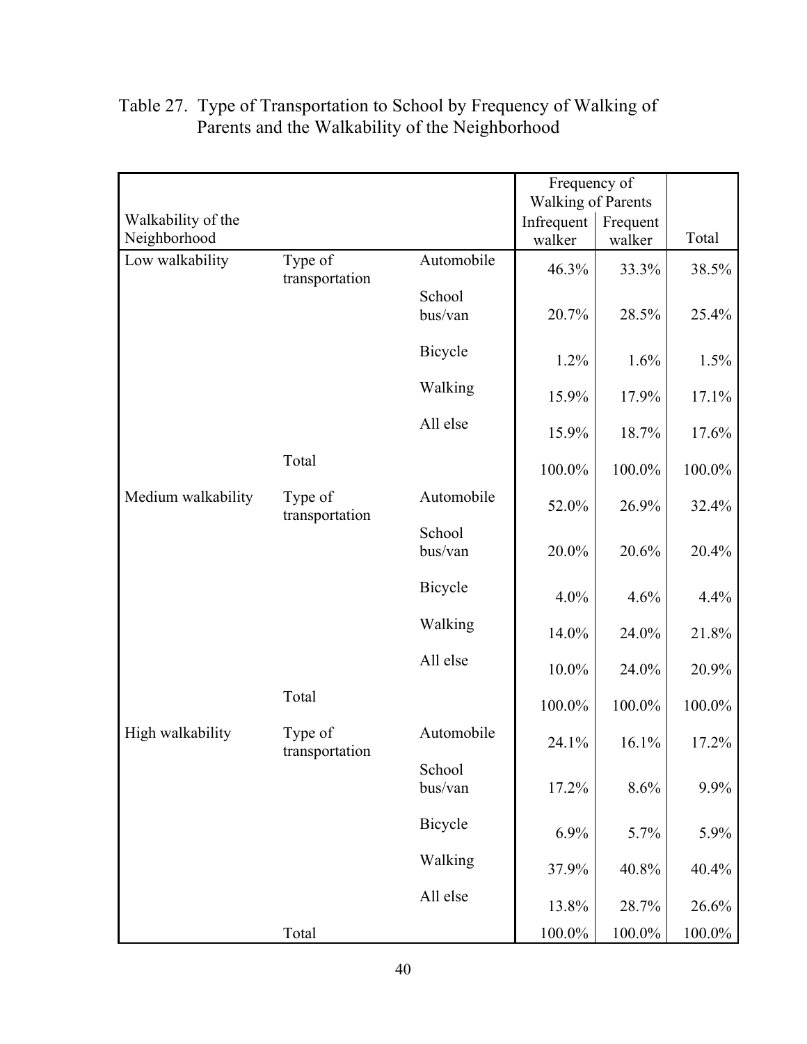Table 27. Type of Transportation to School by Frequency of Walking of Parents and the Walkability of the Neighborhood

| Walkability of the Neighborhood | | | Frequency of Walking of Parents | | Total |
|---|---|---|---|---|---|
| | | | Infrequent walker | Frequent walker | |
| Low walkability | Type of transportation | Automobile | 46.3% | 33.3% | 38.5% |
| | | School bus/van | 20.7% | 28.5% | 25.4% |
| | | Bicycle | 1.2% | 1.6% | 1.5% |
| | | Walking | 15.9% | 17.9% | 17.1% |
| | | All else | 15.9% | 18.7% | 17.6% |
| | Total | | 100.0% | 100.0% | 100.0% |
| Medium walkability | Type of transportation | Automobile | 52.0% | 26.9% | 32.4% |
| | | School bus/van | 20.0% | 20.6% | 20.4% |
| | | Bicycle | 4.0% | 4.6% | 4.4% |
| | | Walking | 14.0% | 24.0% | 21.8% |
| | | All else | 10.0% | 24.0% | 20.9% |
| | Total | | 100.0% | 100.0% | 100.0% |
| High walkability | Type of transportation | Automobile | 24.1% | 16.1% | 17.2% |
| | | School bus/van | 17.2% | 8.6% | 9.9% |
| | | Bicycle | 6.9% | 5.7% | 5.9% |
| | | Walking | 37.9% | 40.8% | 40.4% |
| | | All else | 13.8% | 28.7% | 26.6% |
| | Total | | 100.0% | 100.0% | 100.0% |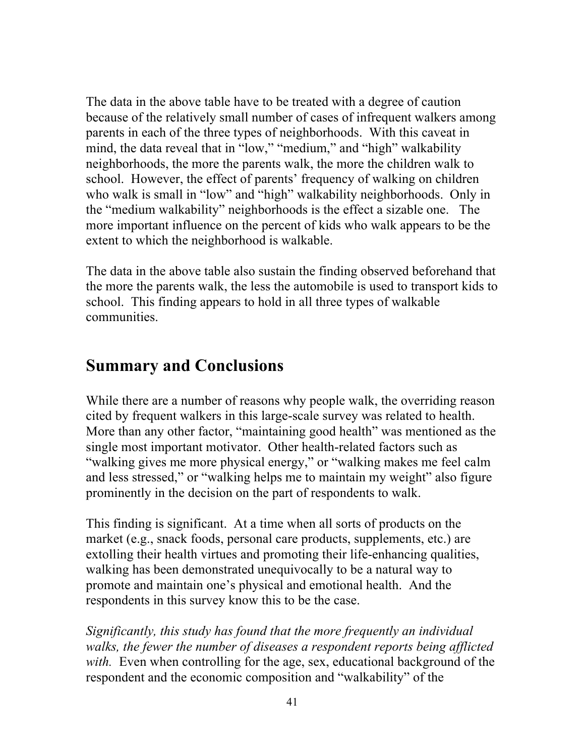The data in the above table have to be treated with a degree of caution because of the relatively small number of cases of infrequent walkers among parents in each of the three types of neighborhoods. With this caveat in mind, the data reveal that in "low," "medium," and "high" walkability neighborhoods, the more the parents walk, the more the children walk to school. However, the effect of parents' frequency of walking on children who walk is small in "low" and "high" walkability neighborhoods. Only in the "medium walkability" neighborhoods is the effect a sizable one. The more important influence on the percent of kids who walk appears to be the extent to which the neighborhood is walkable.

The data in the above table also sustain the finding observed beforehand that the more the parents walk, the less the automobile is used to transport kids to school. This finding appears to hold in all three types of walkable communities.

## Summary and Conclusions

While there are a number of reasons why people walk, the overriding reason cited by frequent walkers in this large-scale survey was related to health. More than any other factor, "maintaining good health" was mentioned as the single most important motivator. Other health-related factors such as "walking gives me more physical energy," or "walking makes me feel calm and less stressed," or "walking helps me to maintain my weight" also figure prominently in the decision on the part of respondents to walk.

This finding is significant. At a time when all sorts of products on the market (e.g., snack foods, personal care products, supplements, etc.) are extolling their health virtues and promoting their life-enhancing qualities, walking has been demonstrated unequivocally to be a natural way to promote and maintain one's physical and emotional health. And the respondents in this survey know this to be the case.

*Significantly, this study has found that the more frequently an individual walks, the fewer the number of diseases a respondent reports being afflicted with.* Even when controlling for the age, sex, educational background of the respondent and the economic composition and "walkability" of the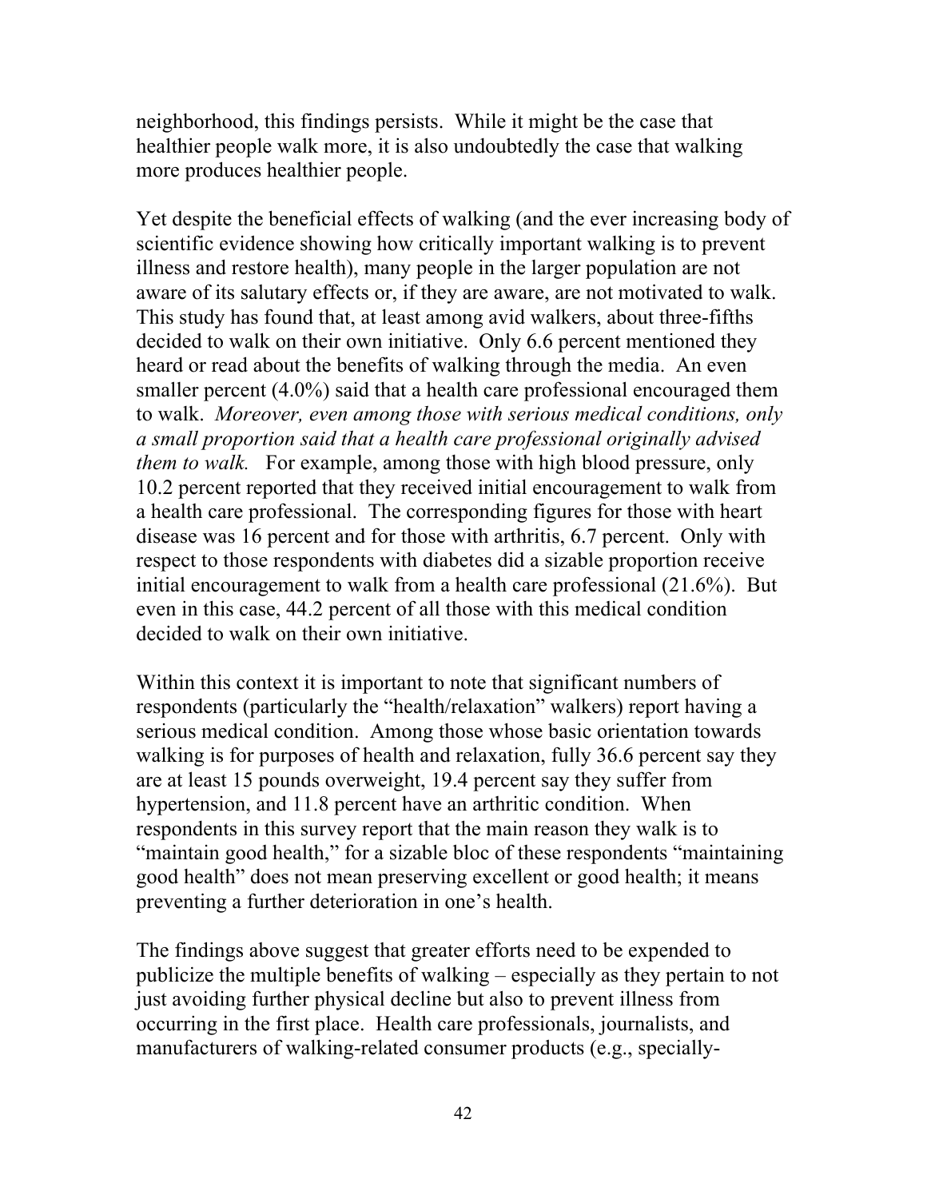neighborhood, this findings persists. While it might be the case that healthier people walk more, it is also undoubtedly the case that walking more produces healthier people.

Yet despite the beneficial effects of walking (and the ever increasing body of scientific evidence showing how critically important walking is to prevent illness and restore health), many people in the larger population are not aware of its salutary effects or, if they are aware, are not motivated to walk. This study has found that, at least among avid walkers, about three-fifths decided to walk on their own initiative. Only 6.6 percent mentioned they heard or read about the benefits of walking through the media. An even smaller percent (4.0%) said that a health care professional encouraged them to walk. *Moreover, even among those with serious medical conditions, only a small proportion said that a health care professional originally advised them to walk.* For example, among those with high blood pressure, only 10.2 percent reported that they received initial encouragement to walk from a health care professional. The corresponding figures for those with heart disease was 16 percent and for those with arthritis, 6.7 percent. Only with respect to those respondents with diabetes did a sizable proportion receive initial encouragement to walk from a health care professional (21.6%). But even in this case, 44.2 percent of all those with this medical condition decided to walk on their own initiative.

Within this context it is important to note that significant numbers of respondents (particularly the "health/relaxation" walkers) report having a serious medical condition. Among those whose basic orientation towards walking is for purposes of health and relaxation, fully 36.6 percent say they are at least 15 pounds overweight, 19.4 percent say they suffer from hypertension, and 11.8 percent have an arthritic condition. When respondents in this survey report that the main reason they walk is to "maintain good health," for a sizable bloc of these respondents "maintaining good health" does not mean preserving excellent or good health; it means preventing a further deterioration in one's health.

The findings above suggest that greater efforts need to be expended to publicize the multiple benefits of walking – especially as they pertain to not just avoiding further physical decline but also to prevent illness from occurring in the first place. Health care professionals, journalists, and manufacturers of walking-related consumer products (e.g., specially-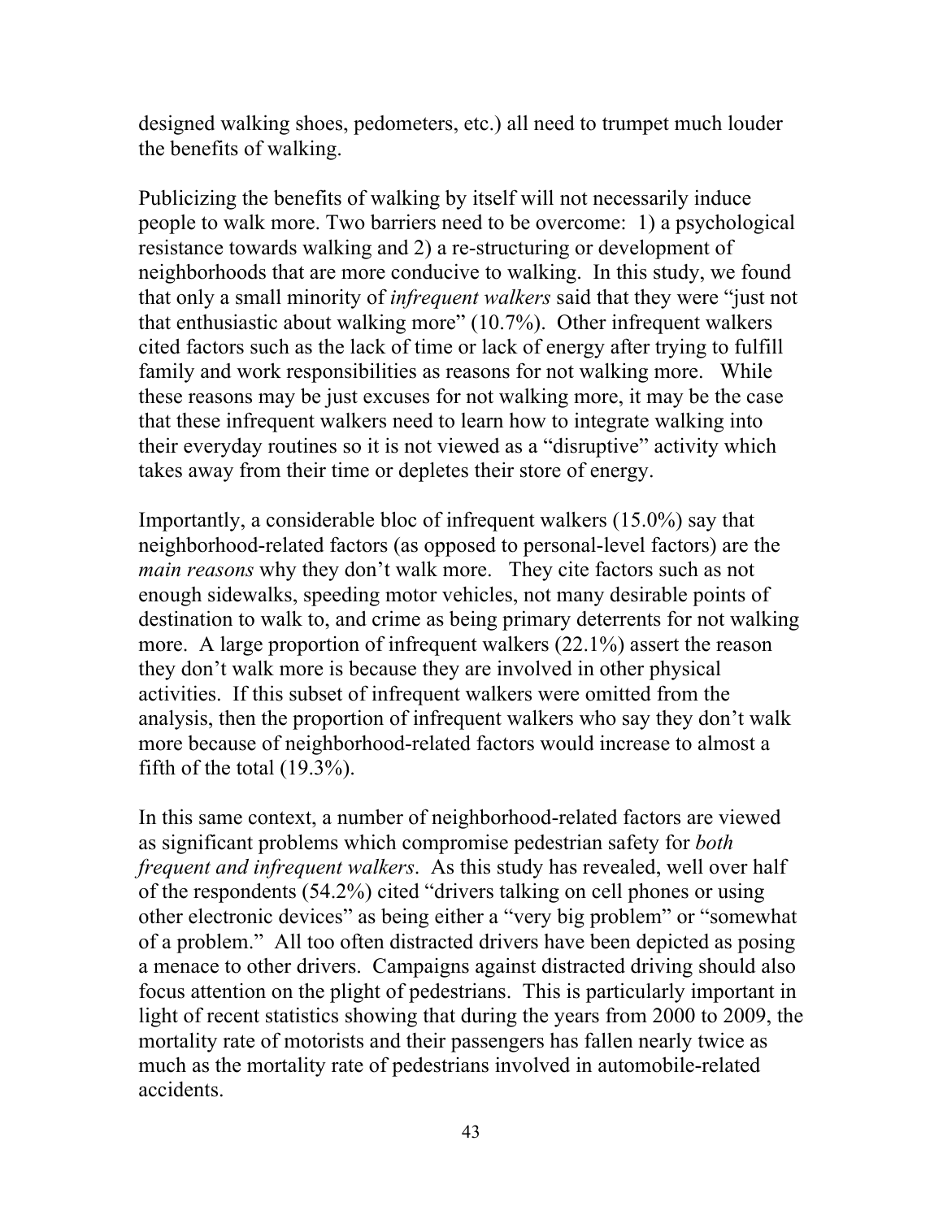designed walking shoes, pedometers, etc.) all need to trumpet much louder the benefits of walking.

Publicizing the benefits of walking by itself will not necessarily induce people to walk more. Two barriers need to be overcome: 1) a psychological resistance towards walking and 2) a re-structuring or development of neighborhoods that are more conducive to walking. In this study, we found that only a small minority of *infrequent walkers* said that they were "just not that enthusiastic about walking more" (10.7%). Other infrequent walkers cited factors such as the lack of time or lack of energy after trying to fulfill family and work responsibilities as reasons for not walking more. While these reasons may be just excuses for not walking more, it may be the case that these infrequent walkers need to learn how to integrate walking into their everyday routines so it is not viewed as a "disruptive" activity which takes away from their time or depletes their store of energy.

Importantly, a considerable bloc of infrequent walkers (15.0%) say that neighborhood-related factors (as opposed to personal-level factors) are the *main reasons* why they don't walk more. They cite factors such as not enough sidewalks, speeding motor vehicles, not many desirable points of destination to walk to, and crime as being primary deterrents for not walking more. A large proportion of infrequent walkers (22.1%) assert the reason they don't walk more is because they are involved in other physical activities. If this subset of infrequent walkers were omitted from the analysis, then the proportion of infrequent walkers who say they don't walk more because of neighborhood-related factors would increase to almost a fifth of the total (19.3%).

In this same context, a number of neighborhood-related factors are viewed as significant problems which compromise pedestrian safety for *both frequent and infrequent walkers*. As this study has revealed, well over half of the respondents (54.2%) cited "drivers talking on cell phones or using other electronic devices" as being either a "very big problem" or "somewhat of a problem." All too often distracted drivers have been depicted as posing a menace to other drivers. Campaigns against distracted driving should also focus attention on the plight of pedestrians. This is particularly important in light of recent statistics showing that during the years from 2000 to 2009, the mortality rate of motorists and their passengers has fallen nearly twice as much as the mortality rate of pedestrians involved in automobile-related accidents.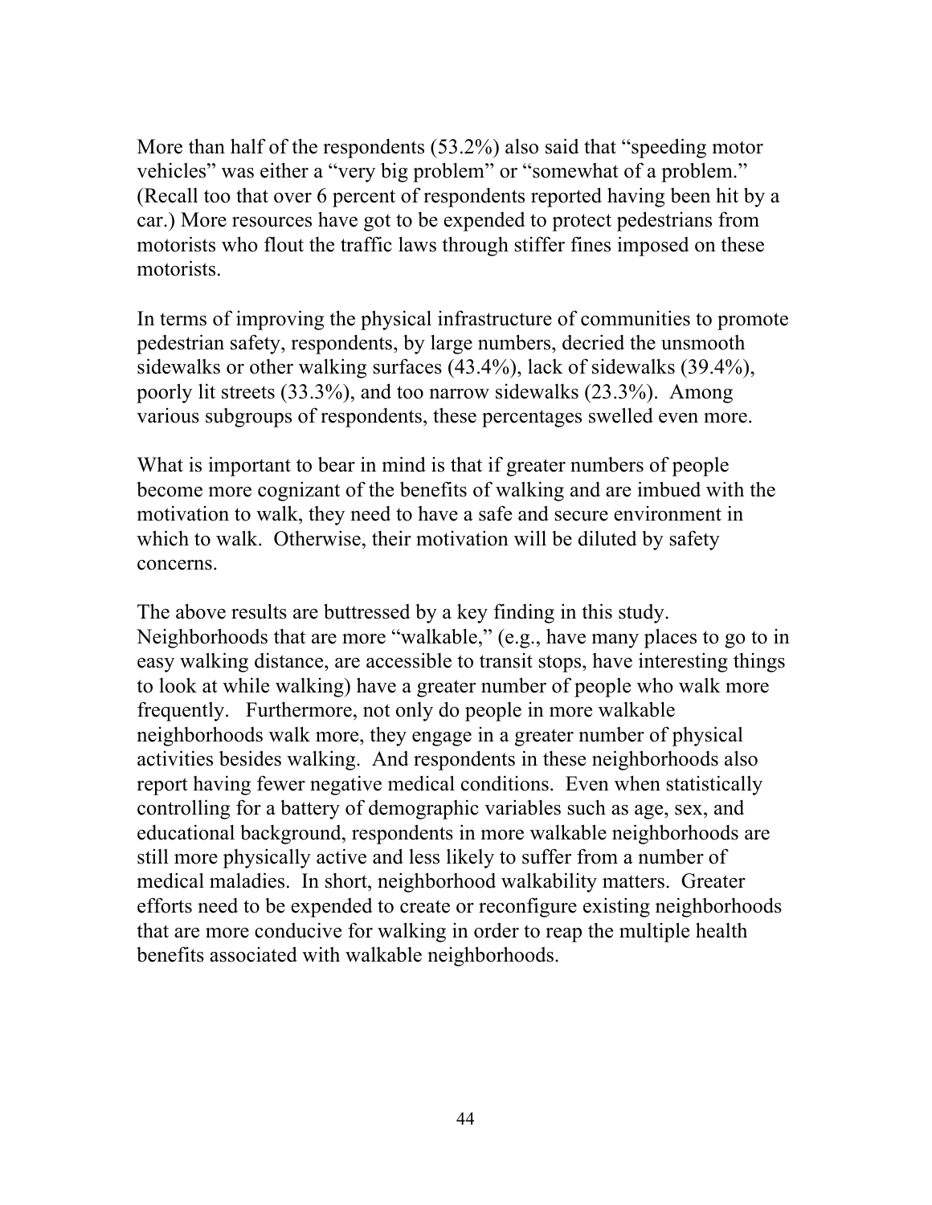More than half of the respondents (53.2%) also said that "speeding motor vehicles" was either a "very big problem" or "somewhat of a problem." (Recall too that over 6 percent of respondents reported having been hit by a car.) More resources have got to be expended to protect pedestrians from motorists who flout the traffic laws through stiffer fines imposed on these motorists.

In terms of improving the physical infrastructure of communities to promote pedestrian safety, respondents, by large numbers, decried the unsmooth sidewalks or other walking surfaces (43.4%), lack of sidewalks (39.4%), poorly lit streets (33.3%), and too narrow sidewalks (23.3%). Among various subgroups of respondents, these percentages swelled even more.

What is important to bear in mind is that if greater numbers of people become more cognizant of the benefits of walking and are imbued with the motivation to walk, they need to have a safe and secure environment in which to walk. Otherwise, their motivation will be diluted by safety concerns.

The above results are buttressed by a key finding in this study. Neighborhoods that are more "walkable," (e.g., have many places to go to in easy walking distance, are accessible to transit stops, have interesting things to look at while walking) have a greater number of people who walk more frequently. Furthermore, not only do people in more walkable neighborhoods walk more, they engage in a greater number of physical activities besides walking. And respondents in these neighborhoods also report having fewer negative medical conditions. Even when statistically controlling for a battery of demographic variables such as age, sex, and educational background, respondents in more walkable neighborhoods are still more physically active and less likely to suffer from a number of medical maladies. In short, neighborhood walkability matters. Greater efforts need to be expended to create or reconfigure existing neighborhoods that are more conducive for walking in order to reap the multiple health benefits associated with walkable neighborhoods.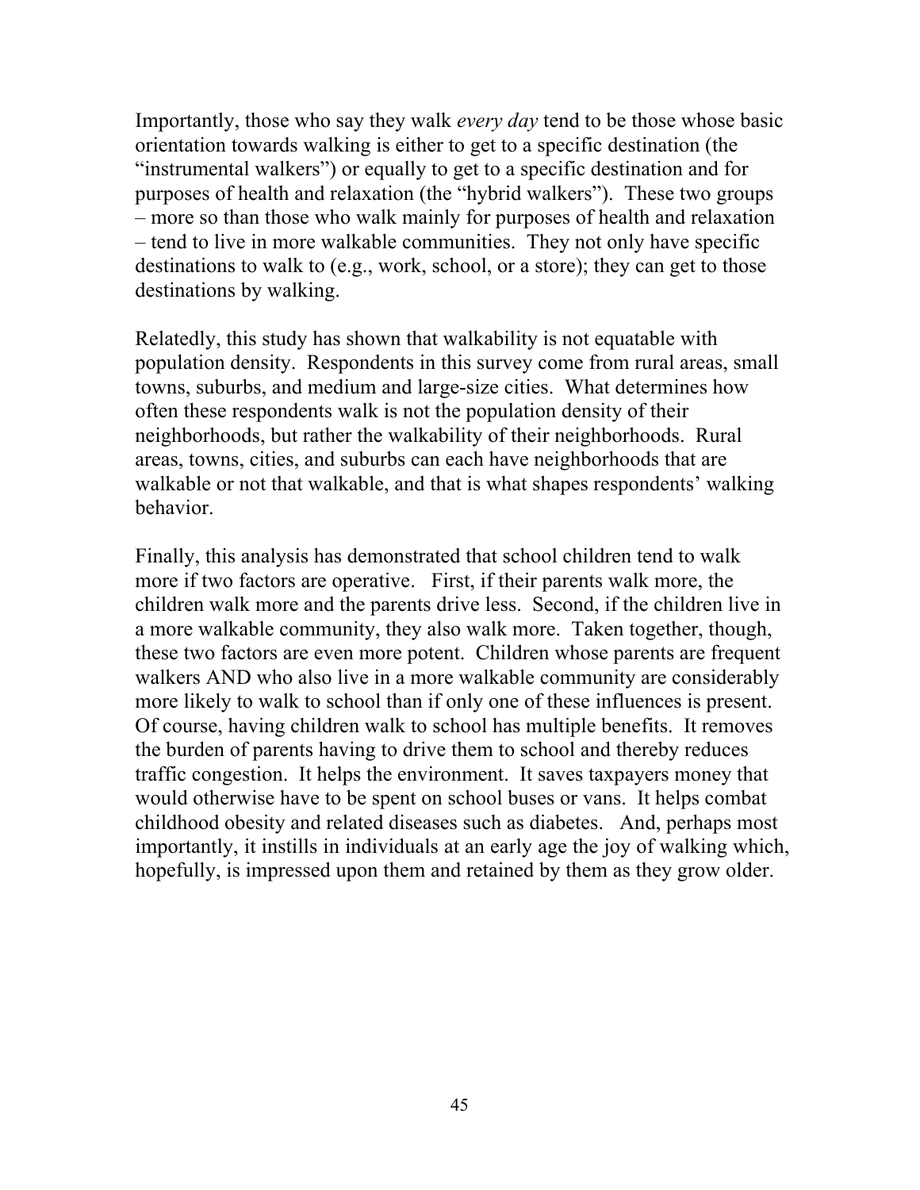Importantly, those who say they walk *every day* tend to be those whose basic orientation towards walking is either to get to a specific destination (the "instrumental walkers") or equally to get to a specific destination and for purposes of health and relaxation (the "hybrid walkers"). These two groups – more so than those who walk mainly for purposes of health and relaxation – tend to live in more walkable communities. They not only have specific destinations to walk to (e.g., work, school, or a store); they can get to those destinations by walking.

Relatedly, this study has shown that walkability is not equatable with population density. Respondents in this survey come from rural areas, small towns, suburbs, and medium and large-size cities. What determines how often these respondents walk is not the population density of their neighborhoods, but rather the walkability of their neighborhoods. Rural areas, towns, cities, and suburbs can each have neighborhoods that are walkable or not that walkable, and that is what shapes respondents' walking behavior.

Finally, this analysis has demonstrated that school children tend to walk more if two factors are operative. First, if their parents walk more, the children walk more and the parents drive less. Second, if the children live in a more walkable community, they also walk more. Taken together, though, these two factors are even more potent. Children whose parents are frequent walkers AND who also live in a more walkable community are considerably more likely to walk to school than if only one of these influences is present. Of course, having children walk to school has multiple benefits. It removes the burden of parents having to drive them to school and thereby reduces traffic congestion. It helps the environment. It saves taxpayers money that would otherwise have to be spent on school buses or vans. It helps combat childhood obesity and related diseases such as diabetes. And, perhaps most importantly, it instills in individuals at an early age the joy of walking which, hopefully, is impressed upon them and retained by them as they grow older.